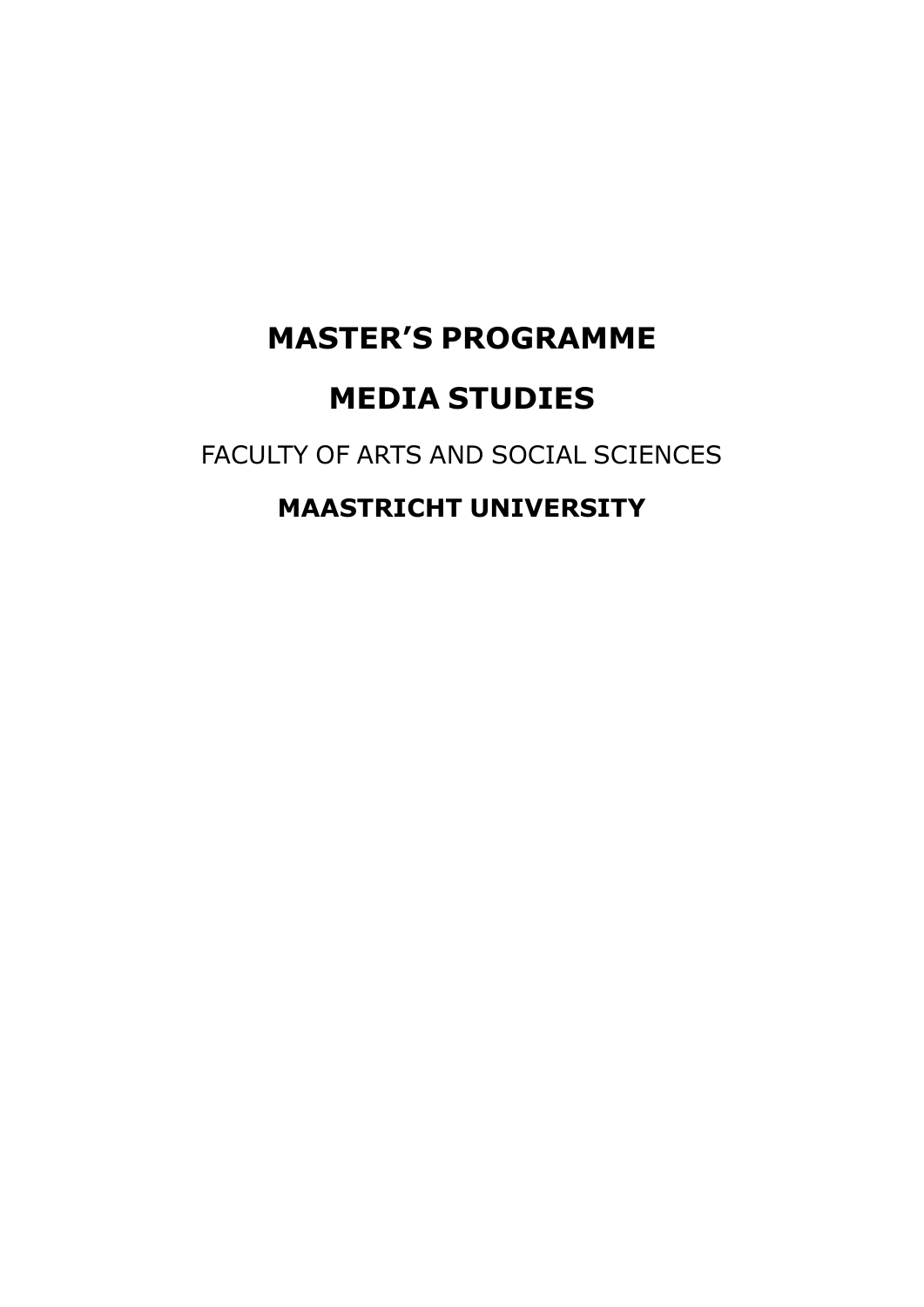# MASTER'S PROGRAMME

# MEDIA STUDIES

FACULTY OF ARTS AND SOCIAL SCIENCES

**MAASTRICHT UNIVERSITY**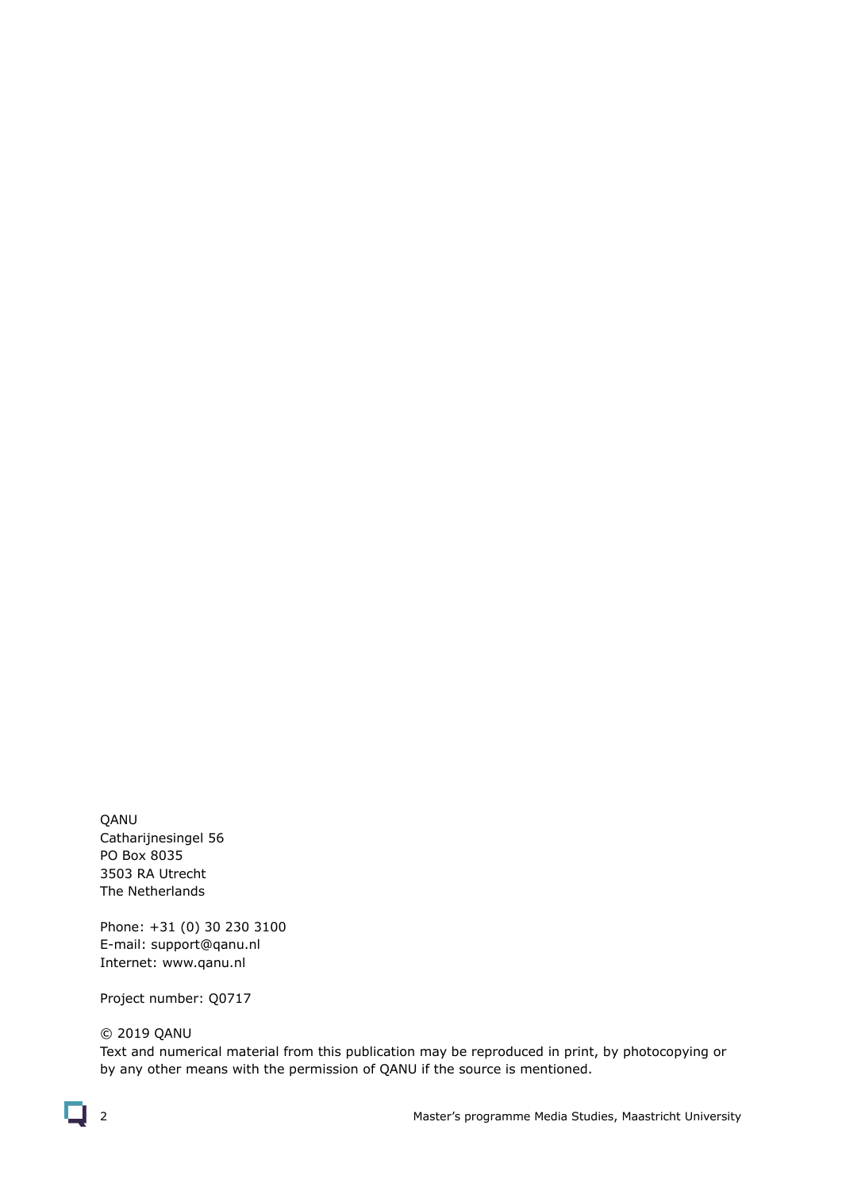QANU
Catharijnesingel 56
PO Box 8035
3503 RA Utrecht
The Netherlands

Phone: +31 (0) 30 230 3100
E-mail: support@qanu.nl
Internet: www.qanu.nl

Project number: Q0717

© 2019 QANU
Text and numerical material from this publication may be reproduced in print, by photocopying or by any other means with the permission of QANU if the source is mentioned.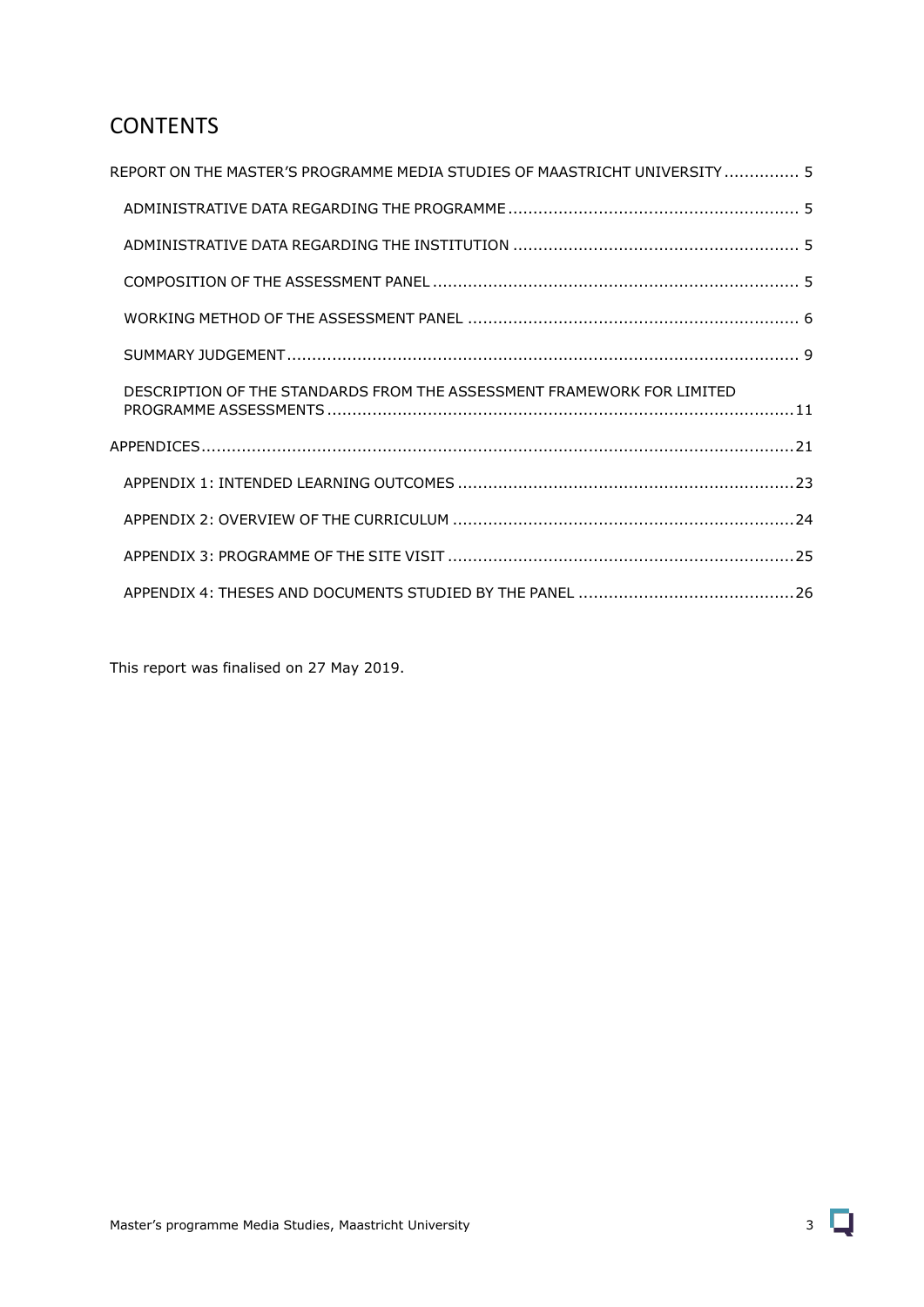# CONTENTS

REPORT ON THE MASTER'S PROGRAMME MEDIA STUDIES OF MAASTRICHT UNIVERSITY ............... 5

- ADMINISTRATIVE DATA REGARDING THE PROGRAMME ............................................................ 5
- ADMINISTRATIVE DATA REGARDING THE INSTITUTION .......................................................... 5
- COMPOSITION OF THE ASSESSMENT PANEL .......................................................................... 5
- WORKING METHOD OF THE ASSESSMENT PANEL .................................................................. 6
- SUMMARY JUDGEMENT ....................................................................................................... 9
- DESCRIPTION OF THE STANDARDS FROM THE ASSESSMENT FRAMEWORK FOR LIMITED PROGRAMME ASSESSMENTS ............................................................................................ 11

APPENDICES ....................................................................................................................... 21

- APPENDIX 1: INTENDED LEARNING OUTCOMES ................................................................... 23
- APPENDIX 2: OVERVIEW OF THE CURRICULUM .................................................................... 24
- APPENDIX 3: PROGRAMME OF THE SITE VISIT ..................................................................... 25
- APPENDIX 4: THESES AND DOCUMENTS STUDIED BY THE PANEL ........................................... 26

This report was finalised on 27 May 2019.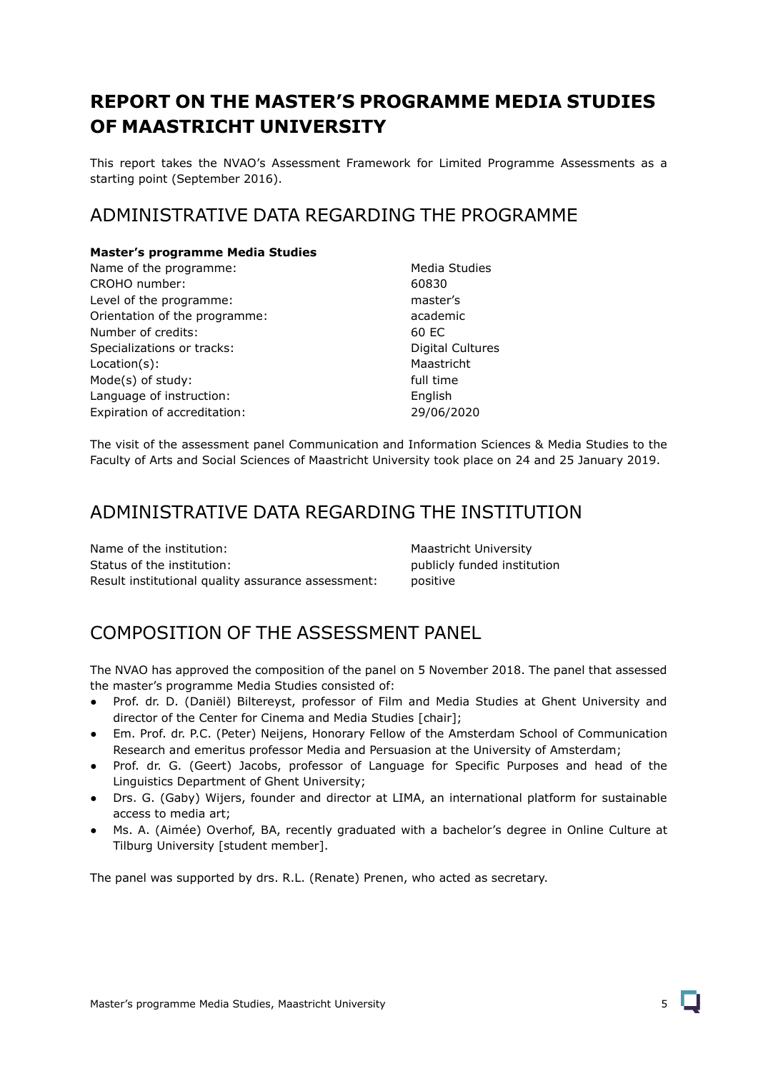# REPORT ON THE MASTER'S PROGRAMME MEDIA STUDIES OF MAASTRICHT UNIVERSITY

This report takes the NVAO's Assessment Framework for Limited Programme Assessments as a starting point (September 2016).

## ADMINISTRATIVE DATA REGARDING THE PROGRAMME

**Master's programme Media Studies**

| | |
|---|---|
| Name of the programme: | Media Studies |
| CROHO number: | 60830 |
| Level of the programme: | master's |
| Orientation of the programme: | academic |
| Number of credits: | 60 EC |
| Specializations or tracks: | Digital Cultures |
| Location(s): | Maastricht |
| Mode(s) of study: | full time |
| Language of instruction: | English |
| Expiration of accreditation: | 29/06/2020 |

The visit of the assessment panel Communication and Information Sciences & Media Studies to the Faculty of Arts and Social Sciences of Maastricht University took place on 24 and 25 January 2019.

## ADMINISTRATIVE DATA REGARDING THE INSTITUTION

| | |
|---|---|
| Name of the institution: | Maastricht University |
| Status of the institution: | publicly funded institution |
| Result institutional quality assurance assessment: | positive |

## COMPOSITION OF THE ASSESSMENT PANEL

The NVAO has approved the composition of the panel on 5 November 2018. The panel that assessed the master's programme Media Studies consisted of:

- Prof. dr. D. (Daniël) Biltereyst, professor of Film and Media Studies at Ghent University and director of the Center for Cinema and Media Studies [chair];
- Em. Prof. dr. P.C. (Peter) Neijens, Honorary Fellow of the Amsterdam School of Communication Research and emeritus professor Media and Persuasion at the University of Amsterdam;
- Prof. dr. G. (Geert) Jacobs, professor of Language for Specific Purposes and head of the Linguistics Department of Ghent University;
- Drs. G. (Gaby) Wijers, founder and director at LIMA, an international platform for sustainable access to media art;
- Ms. A. (Aimée) Overhof, BA, recently graduated with a bachelor's degree in Online Culture at Tilburg University [student member].

The panel was supported by drs. R.L. (Renate) Prenen, who acted as secretary.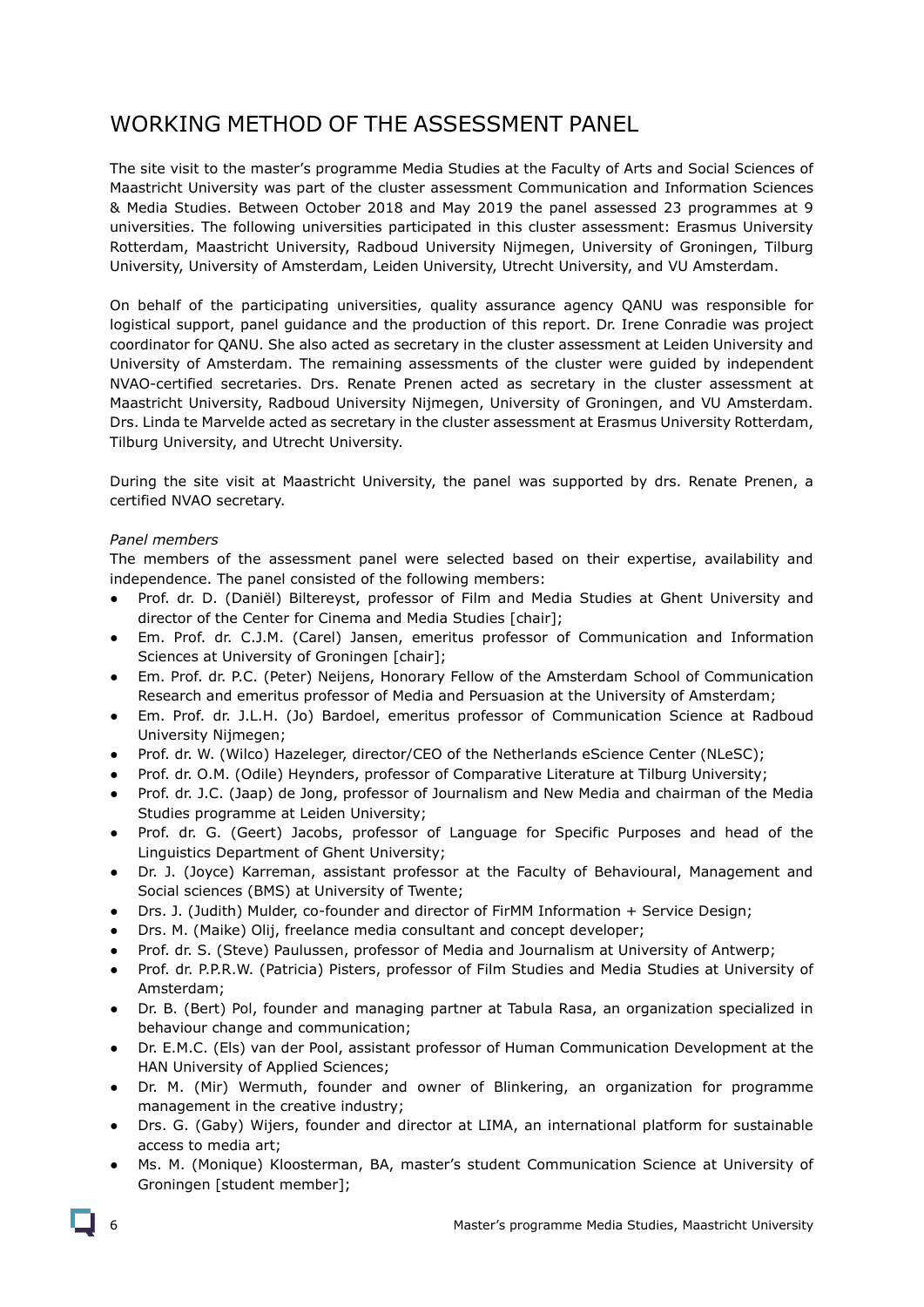# WORKING METHOD OF THE ASSESSMENT PANEL

The site visit to the master's programme Media Studies at the Faculty of Arts and Social Sciences of Maastricht University was part of the cluster assessment Communication and Information Sciences & Media Studies. Between October 2018 and May 2019 the panel assessed 23 programmes at 9 universities. The following universities participated in this cluster assessment: Erasmus University Rotterdam, Maastricht University, Radboud University Nijmegen, University of Groningen, Tilburg University, University of Amsterdam, Leiden University, Utrecht University, and VU Amsterdam.

On behalf of the participating universities, quality assurance agency QANU was responsible for logistical support, panel guidance and the production of this report. Dr. Irene Conradie was project coordinator for QANU. She also acted as secretary in the cluster assessment at Leiden University and University of Amsterdam. The remaining assessments of the cluster were guided by independent NVAO-certified secretaries. Drs. Renate Prenen acted as secretary in the cluster assessment at Maastricht University, Radboud University Nijmegen, University of Groningen, and VU Amsterdam. Drs. Linda te Marvelde acted as secretary in the cluster assessment at Erasmus University Rotterdam, Tilburg University, and Utrecht University.

During the site visit at Maastricht University, the panel was supported by drs. Renate Prenen, a certified NVAO secretary.

*Panel members*

The members of the assessment panel were selected based on their expertise, availability and independence. The panel consisted of the following members:

- Prof. dr. D. (Daniël) Biltereyst, professor of Film and Media Studies at Ghent University and director of the Center for Cinema and Media Studies [chair];
- Em. Prof. dr. C.J.M. (Carel) Jansen, emeritus professor of Communication and Information Sciences at University of Groningen [chair];
- Em. Prof. dr. P.C. (Peter) Neijens, Honorary Fellow of the Amsterdam School of Communication Research and emeritus professor of Media and Persuasion at the University of Amsterdam;
- Em. Prof. dr. J.L.H. (Jo) Bardoel, emeritus professor of Communication Science at Radboud University Nijmegen;
- Prof. dr. W. (Wilco) Hazeleger, director/CEO of the Netherlands eScience Center (NLeSC);
- Prof. dr. O.M. (Odile) Heynders, professor of Comparative Literature at Tilburg University;
- Prof. dr. J.C. (Jaap) de Jong, professor of Journalism and New Media and chairman of the Media Studies programme at Leiden University;
- Prof. dr. G. (Geert) Jacobs, professor of Language for Specific Purposes and head of the Linguistics Department of Ghent University;
- Dr. J. (Joyce) Karreman, assistant professor at the Faculty of Behavioural, Management and Social sciences (BMS) at University of Twente;
- Drs. J. (Judith) Mulder, co-founder and director of FirMM Information + Service Design;
- Drs. M. (Maike) Olij, freelance media consultant and concept developer;
- Prof. dr. S. (Steve) Paulussen, professor of Media and Journalism at University of Antwerp;
- Prof. dr. P.P.R.W. (Patricia) Pisters, professor of Film Studies and Media Studies at University of Amsterdam;
- Dr. B. (Bert) Pol, founder and managing partner at Tabula Rasa, an organization specialized in behaviour change and communication;
- Dr. E.M.C. (Els) van der Pool, assistant professor of Human Communication Development at the HAN University of Applied Sciences;
- Dr. M. (Mir) Wermuth, founder and owner of Blinkering, an organization for programme management in the creative industry;
- Drs. G. (Gaby) Wijers, founder and director at LIMA, an international platform for sustainable access to media art;
- Ms. M. (Monique) Kloosterman, BA, master's student Communication Science at University of Groningen [student member];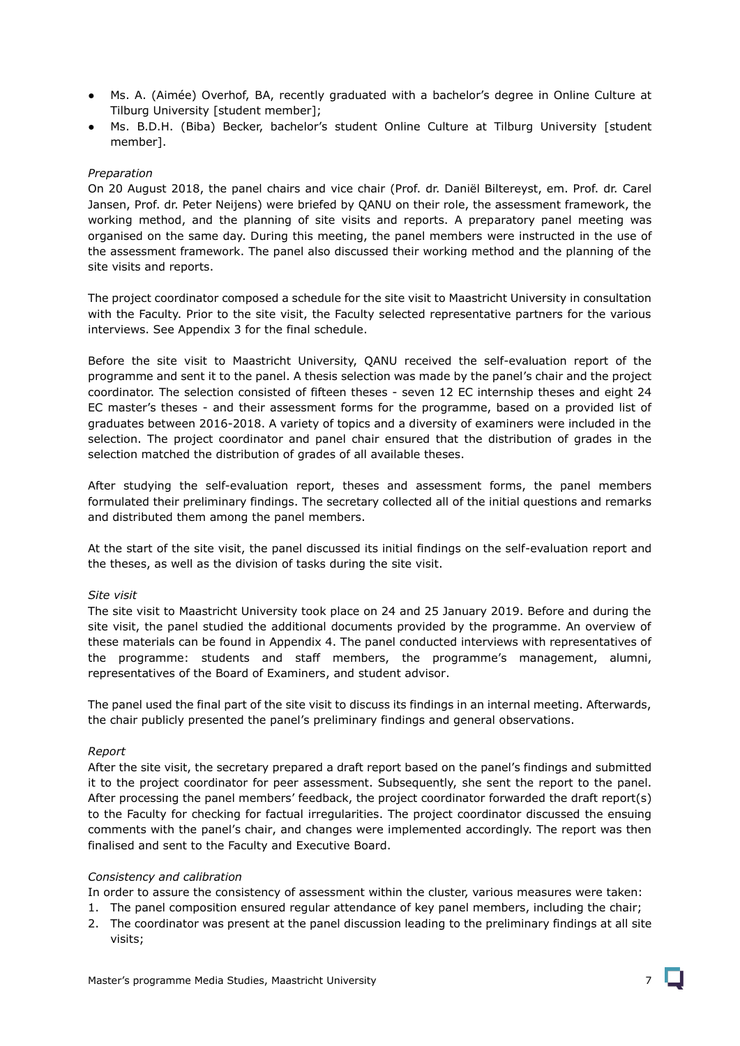- Ms. A. (Aimée) Overhof, BA, recently graduated with a bachelor's degree in Online Culture at Tilburg University [student member];
- Ms. B.D.H. (Biba) Becker, bachelor's student Online Culture at Tilburg University [student member].

*Preparation*

On 20 August 2018, the panel chairs and vice chair (Prof. dr. Daniël Biltereyst, em. Prof. dr. Carel Jansen, Prof. dr. Peter Neijens) were briefed by QANU on their role, the assessment framework, the working method, and the planning of site visits and reports. A preparatory panel meeting was organised on the same day. During this meeting, the panel members were instructed in the use of the assessment framework. The panel also discussed their working method and the planning of the site visits and reports.

The project coordinator composed a schedule for the site visit to Maastricht University in consultation with the Faculty. Prior to the site visit, the Faculty selected representative partners for the various interviews. See Appendix 3 for the final schedule.

Before the site visit to Maastricht University, QANU received the self-evaluation report of the programme and sent it to the panel. A thesis selection was made by the panel's chair and the project coordinator. The selection consisted of fifteen theses - seven 12 EC internship theses and eight 24 EC master's theses - and their assessment forms for the programme, based on a provided list of graduates between 2016-2018. A variety of topics and a diversity of examiners were included in the selection. The project coordinator and panel chair ensured that the distribution of grades in the selection matched the distribution of grades of all available theses.

After studying the self-evaluation report, theses and assessment forms, the panel members formulated their preliminary findings. The secretary collected all of the initial questions and remarks and distributed them among the panel members.

At the start of the site visit, the panel discussed its initial findings on the self-evaluation report and the theses, as well as the division of tasks during the site visit.

*Site visit*

The site visit to Maastricht University took place on 24 and 25 January 2019. Before and during the site visit, the panel studied the additional documents provided by the programme. An overview of these materials can be found in Appendix 4. The panel conducted interviews with representatives of the programme: students and staff members, the programme's management, alumni, representatives of the Board of Examiners, and student advisor.

The panel used the final part of the site visit to discuss its findings in an internal meeting. Afterwards, the chair publicly presented the panel's preliminary findings and general observations.

*Report*

After the site visit, the secretary prepared a draft report based on the panel's findings and submitted it to the project coordinator for peer assessment. Subsequently, she sent the report to the panel. After processing the panel members' feedback, the project coordinator forwarded the draft report(s) to the Faculty for checking for factual irregularities. The project coordinator discussed the ensuing comments with the panel's chair, and changes were implemented accordingly. The report was then finalised and sent to the Faculty and Executive Board.

*Consistency and calibration*

In order to assure the consistency of assessment within the cluster, various measures were taken:

1. The panel composition ensured regular attendance of key panel members, including the chair;
2. The coordinator was present at the panel discussion leading to the preliminary findings at all site visits;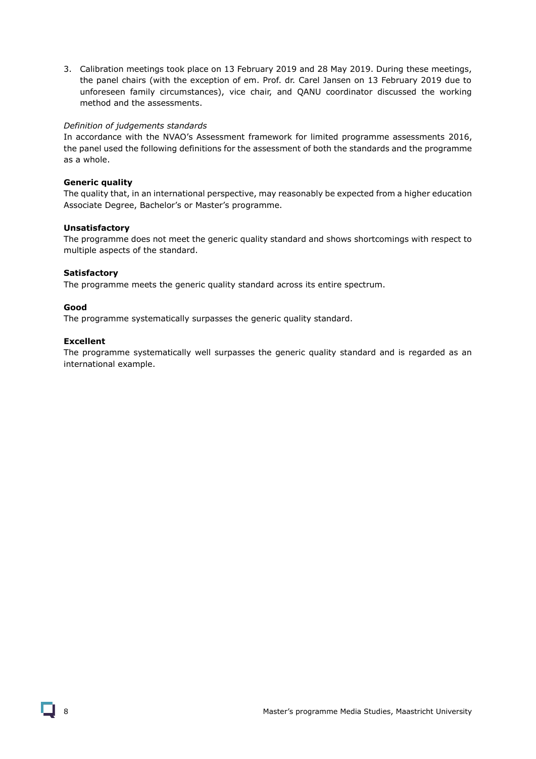3. Calibration meetings took place on 13 February 2019 and 28 May 2019. During these meetings, the panel chairs (with the exception of em. Prof. dr. Carel Jansen on 13 February 2019 due to unforeseen family circumstances), vice chair, and QANU coordinator discussed the working method and the assessments.

*Definition of judgements standards*

In accordance with the NVAO's Assessment framework for limited programme assessments 2016, the panel used the following definitions for the assessment of both the standards and the programme as a whole.

**Generic quality**

The quality that, in an international perspective, may reasonably be expected from a higher education Associate Degree, Bachelor's or Master's programme.

**Unsatisfactory**

The programme does not meet the generic quality standard and shows shortcomings with respect to multiple aspects of the standard.

**Satisfactory**

The programme meets the generic quality standard across its entire spectrum.

**Good**

The programme systematically surpasses the generic quality standard.

**Excellent**

The programme systematically well surpasses the generic quality standard and is regarded as an international example.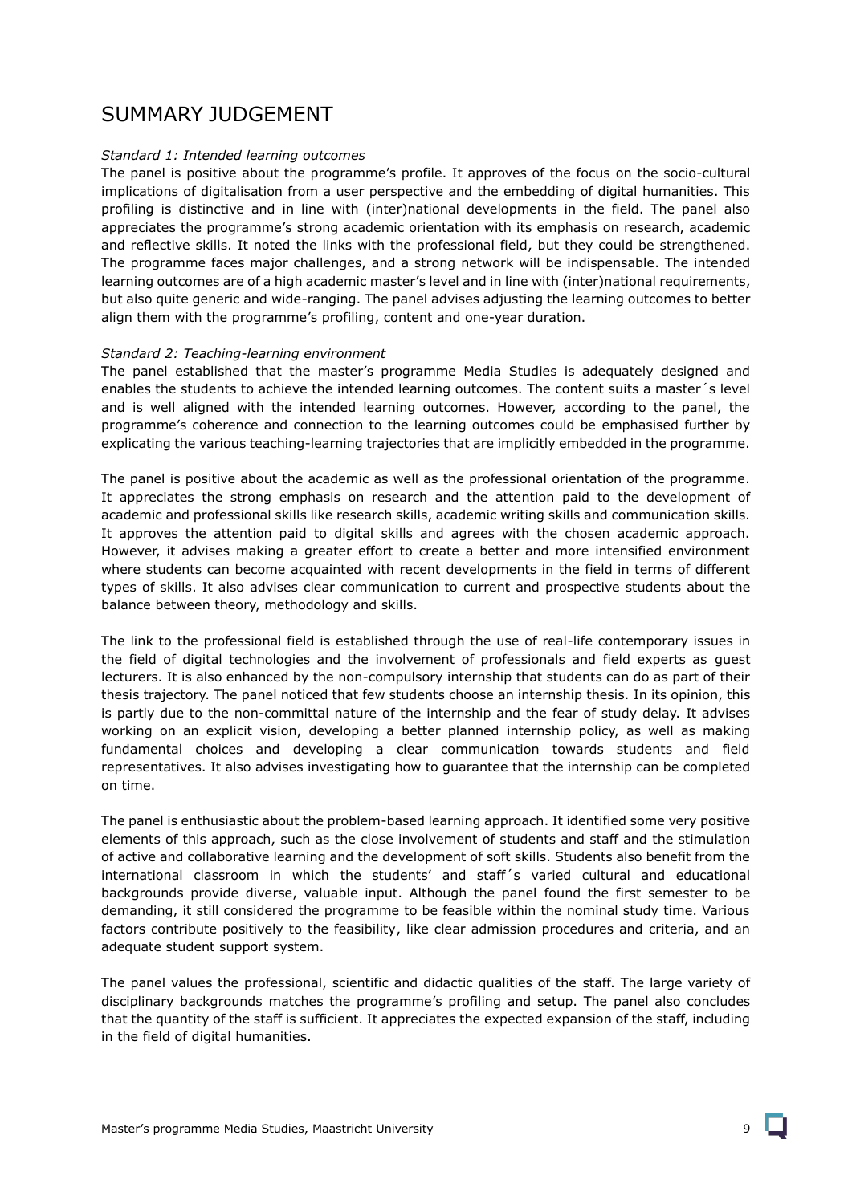# SUMMARY JUDGEMENT

*Standard 1: Intended learning outcomes*

The panel is positive about the programme's profile. It approves of the focus on the socio-cultural implications of digitalisation from a user perspective and the embedding of digital humanities. This profiling is distinctive and in line with (inter)national developments in the field. The panel also appreciates the programme's strong academic orientation with its emphasis on research, academic and reflective skills. It noted the links with the professional field, but they could be strengthened. The programme faces major challenges, and a strong network will be indispensable. The intended learning outcomes are of a high academic master's level and in line with (inter)national requirements, but also quite generic and wide-ranging. The panel advises adjusting the learning outcomes to better align them with the programme's profiling, content and one-year duration.

*Standard 2: Teaching-learning environment*

The panel established that the master's programme Media Studies is adequately designed and enables the students to achieve the intended learning outcomes. The content suits a master´s level and is well aligned with the intended learning outcomes. However, according to the panel, the programme's coherence and connection to the learning outcomes could be emphasised further by explicating the various teaching-learning trajectories that are implicitly embedded in the programme.

The panel is positive about the academic as well as the professional orientation of the programme. It appreciates the strong emphasis on research and the attention paid to the development of academic and professional skills like research skills, academic writing skills and communication skills. It approves the attention paid to digital skills and agrees with the chosen academic approach. However, it advises making a greater effort to create a better and more intensified environment where students can become acquainted with recent developments in the field in terms of different types of skills. It also advises clear communication to current and prospective students about the balance between theory, methodology and skills.

The link to the professional field is established through the use of real-life contemporary issues in the field of digital technologies and the involvement of professionals and field experts as guest lecturers. It is also enhanced by the non-compulsory internship that students can do as part of their thesis trajectory. The panel noticed that few students choose an internship thesis. In its opinion, this is partly due to the non-committal nature of the internship and the fear of study delay. It advises working on an explicit vision, developing a better planned internship policy, as well as making fundamental choices and developing a clear communication towards students and field representatives. It also advises investigating how to guarantee that the internship can be completed on time.

The panel is enthusiastic about the problem-based learning approach. It identified some very positive elements of this approach, such as the close involvement of students and staff and the stimulation of active and collaborative learning and the development of soft skills. Students also benefit from the international classroom in which the students' and staff´s varied cultural and educational backgrounds provide diverse, valuable input. Although the panel found the first semester to be demanding, it still considered the programme to be feasible within the nominal study time. Various factors contribute positively to the feasibility, like clear admission procedures and criteria, and an adequate student support system.

The panel values the professional, scientific and didactic qualities of the staff. The large variety of disciplinary backgrounds matches the programme's profiling and setup. The panel also concludes that the quantity of the staff is sufficient. It appreciates the expected expansion of the staff, including in the field of digital humanities.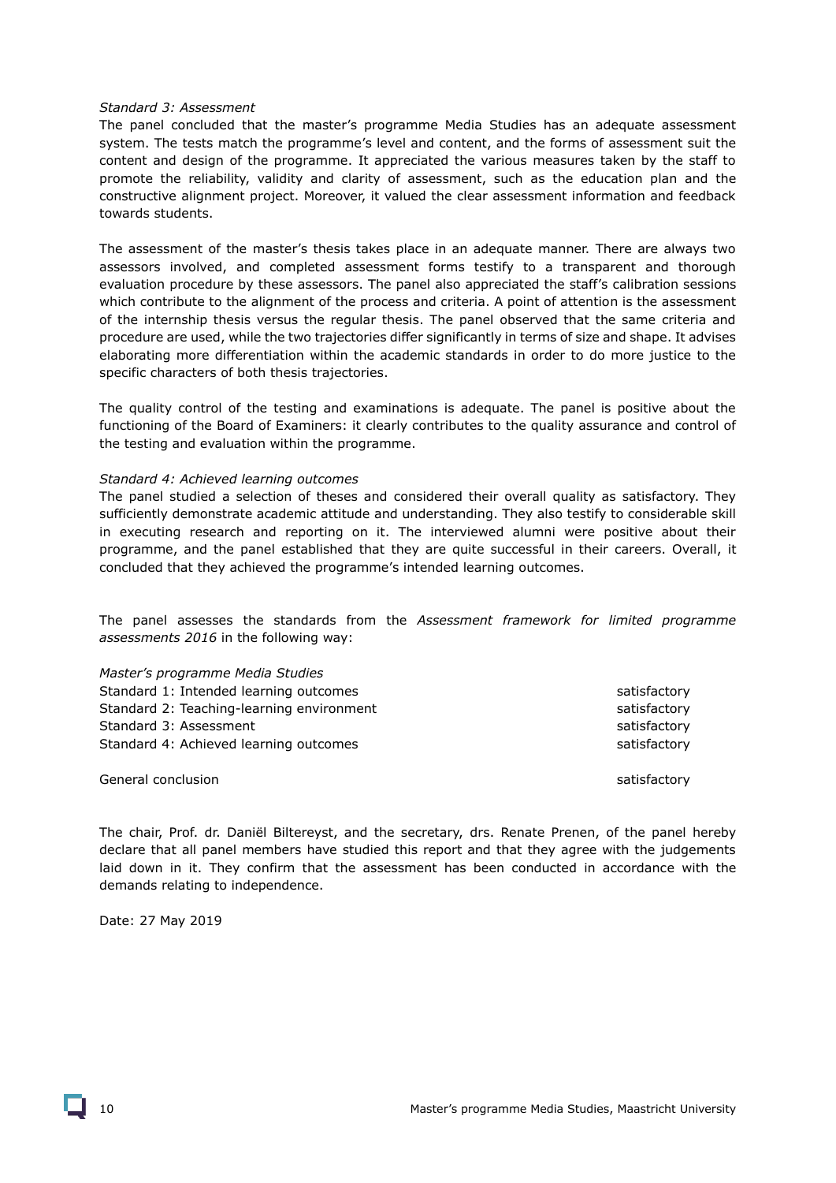*Standard 3: Assessment*

The panel concluded that the master's programme Media Studies has an adequate assessment system. The tests match the programme's level and content, and the forms of assessment suit the content and design of the programme. It appreciated the various measures taken by the staff to promote the reliability, validity and clarity of assessment, such as the education plan and the constructive alignment project. Moreover, it valued the clear assessment information and feedback towards students.

The assessment of the master's thesis takes place in an adequate manner. There are always two assessors involved, and completed assessment forms testify to a transparent and thorough evaluation procedure by these assessors. The panel also appreciated the staff's calibration sessions which contribute to the alignment of the process and criteria. A point of attention is the assessment of the internship thesis versus the regular thesis. The panel observed that the same criteria and procedure are used, while the two trajectories differ significantly in terms of size and shape. It advises elaborating more differentiation within the academic standards in order to do more justice to the specific characters of both thesis trajectories.

The quality control of the testing and examinations is adequate. The panel is positive about the functioning of the Board of Examiners: it clearly contributes to the quality assurance and control of the testing and evaluation within the programme.

*Standard 4: Achieved learning outcomes*

The panel studied a selection of theses and considered their overall quality as satisfactory. They sufficiently demonstrate academic attitude and understanding. They also testify to considerable skill in executing research and reporting on it. The interviewed alumni were positive about their programme, and the panel established that they are quite successful in their careers. Overall, it concluded that they achieved the programme's intended learning outcomes.

The panel assesses the standards from the *Assessment framework for limited programme assessments 2016* in the following way:

| *Master's programme Media Studies* | |
|---|---|
| Standard 1: Intended learning outcomes | satisfactory |
| Standard 2: Teaching-learning environment | satisfactory |
| Standard 3: Assessment | satisfactory |
| Standard 4: Achieved learning outcomes | satisfactory |
| | |
| General conclusion | satisfactory |

The chair, Prof. dr. Daniël Biltereyst, and the secretary, drs. Renate Prenen, of the panel hereby declare that all panel members have studied this report and that they agree with the judgements laid down in it. They confirm that the assessment has been conducted in accordance with the demands relating to independence.

Date: 27 May 2019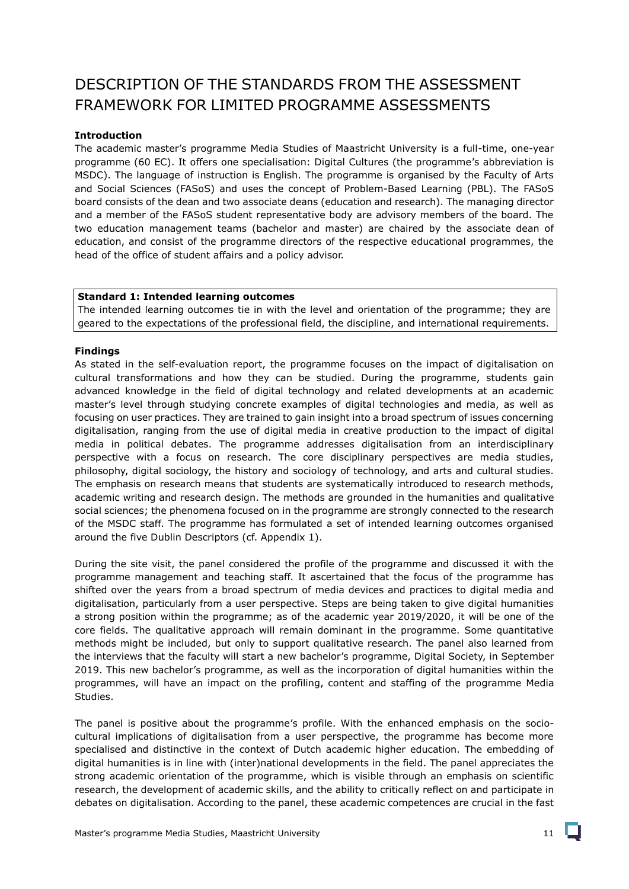# DESCRIPTION OF THE STANDARDS FROM THE ASSESSMENT FRAMEWORK FOR LIMITED PROGRAMME ASSESSMENTS

**Introduction**

The academic master's programme Media Studies of Maastricht University is a full-time, one-year programme (60 EC). It offers one specialisation: Digital Cultures (the programme's abbreviation is MSDC). The language of instruction is English. The programme is organised by the Faculty of Arts and Social Sciences (FASoS) and uses the concept of Problem-Based Learning (PBL). The FASoS board consists of the dean and two associate deans (education and research). The managing director and a member of the FASoS student representative body are advisory members of the board. The two education management teams (bachelor and master) are chaired by the associate dean of education, and consist of the programme directors of the respective educational programmes, the head of the office of student affairs and a policy advisor.

**Standard 1: Intended learning outcomes**
The intended learning outcomes tie in with the level and orientation of the programme; they are geared to the expectations of the professional field, the discipline, and international requirements.

**Findings**

As stated in the self-evaluation report, the programme focuses on the impact of digitalisation on cultural transformations and how they can be studied. During the programme, students gain advanced knowledge in the field of digital technology and related developments at an academic master's level through studying concrete examples of digital technologies and media, as well as focusing on user practices. They are trained to gain insight into a broad spectrum of issues concerning digitalisation, ranging from the use of digital media in creative production to the impact of digital media in political debates. The programme addresses digitalisation from an interdisciplinary perspective with a focus on research. The core disciplinary perspectives are media studies, philosophy, digital sociology, the history and sociology of technology, and arts and cultural studies. The emphasis on research means that students are systematically introduced to research methods, academic writing and research design. The methods are grounded in the humanities and qualitative social sciences; the phenomena focused on in the programme are strongly connected to the research of the MSDC staff. The programme has formulated a set of intended learning outcomes organised around the five Dublin Descriptors (cf. Appendix 1).

During the site visit, the panel considered the profile of the programme and discussed it with the programme management and teaching staff. It ascertained that the focus of the programme has shifted over the years from a broad spectrum of media devices and practices to digital media and digitalisation, particularly from a user perspective. Steps are being taken to give digital humanities a strong position within the programme; as of the academic year 2019/2020, it will be one of the core fields. The qualitative approach will remain dominant in the programme. Some quantitative methods might be included, but only to support qualitative research. The panel also learned from the interviews that the faculty will start a new bachelor's programme, Digital Society, in September 2019. This new bachelor's programme, as well as the incorporation of digital humanities within the programmes, will have an impact on the profiling, content and staffing of the programme Media Studies.

The panel is positive about the programme's profile. With the enhanced emphasis on the socio-cultural implications of digitalisation from a user perspective, the programme has become more specialised and distinctive in the context of Dutch academic higher education. The embedding of digital humanities is in line with (inter)national developments in the field. The panel appreciates the strong academic orientation of the programme, which is visible through an emphasis on scientific research, the development of academic skills, and the ability to critically reflect on and participate in debates on digitalisation. According to the panel, these academic competences are crucial in the fast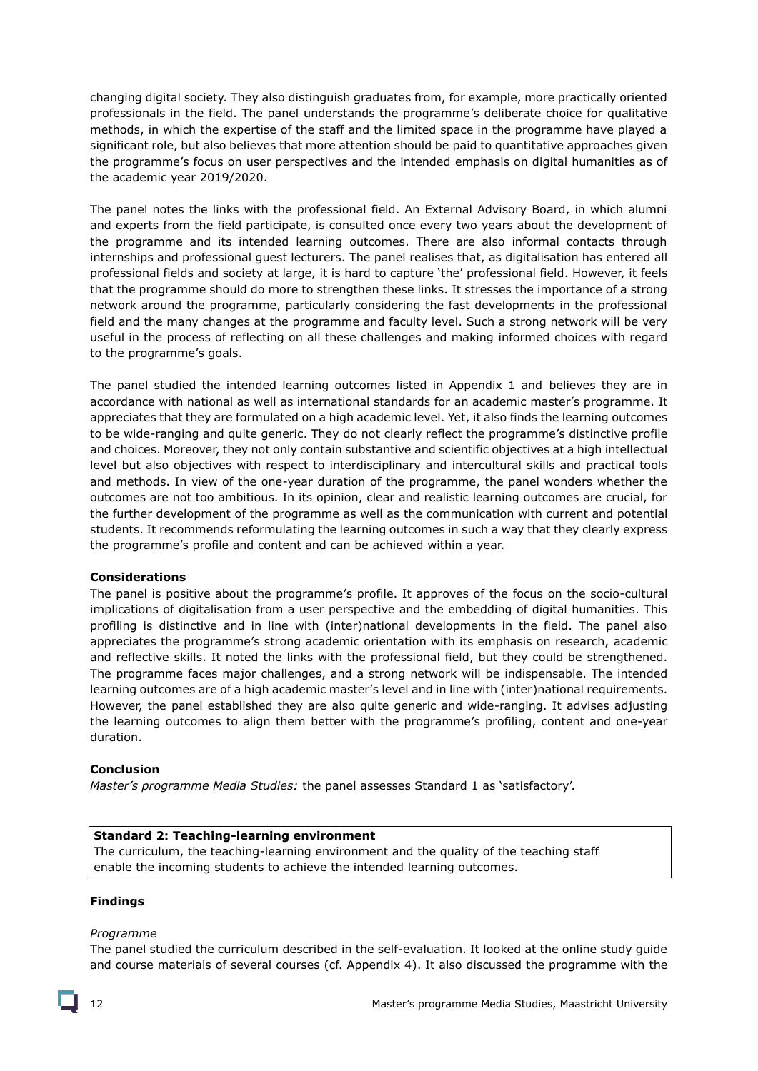changing digital society. They also distinguish graduates from, for example, more practically oriented professionals in the field. The panel understands the programme's deliberate choice for qualitative methods, in which the expertise of the staff and the limited space in the programme have played a significant role, but also believes that more attention should be paid to quantitative approaches given the programme's focus on user perspectives and the intended emphasis on digital humanities as of the academic year 2019/2020.

The panel notes the links with the professional field. An External Advisory Board, in which alumni and experts from the field participate, is consulted once every two years about the development of the programme and its intended learning outcomes. There are also informal contacts through internships and professional guest lecturers. The panel realises that, as digitalisation has entered all professional fields and society at large, it is hard to capture 'the' professional field. However, it feels that the programme should do more to strengthen these links. It stresses the importance of a strong network around the programme, particularly considering the fast developments in the professional field and the many changes at the programme and faculty level. Such a strong network will be very useful in the process of reflecting on all these challenges and making informed choices with regard to the programme's goals.

The panel studied the intended learning outcomes listed in Appendix 1 and believes they are in accordance with national as well as international standards for an academic master's programme. It appreciates that they are formulated on a high academic level. Yet, it also finds the learning outcomes to be wide-ranging and quite generic. They do not clearly reflect the programme's distinctive profile and choices. Moreover, they not only contain substantive and scientific objectives at a high intellectual level but also objectives with respect to interdisciplinary and intercultural skills and practical tools and methods. In view of the one-year duration of the programme, the panel wonders whether the outcomes are not too ambitious. In its opinion, clear and realistic learning outcomes are crucial, for the further development of the programme as well as the communication with current and potential students. It recommends reformulating the learning outcomes in such a way that they clearly express the programme's profile and content and can be achieved within a year.

**Considerations**

The panel is positive about the programme's profile. It approves of the focus on the socio-cultural implications of digitalisation from a user perspective and the embedding of digital humanities. This profiling is distinctive and in line with (inter)national developments in the field. The panel also appreciates the programme's strong academic orientation with its emphasis on research, academic and reflective skills. It noted the links with the professional field, but they could be strengthened. The programme faces major challenges, and a strong network will be indispensable. The intended learning outcomes are of a high academic master's level and in line with (inter)national requirements. However, the panel established they are also quite generic and wide-ranging. It advises adjusting the learning outcomes to align them better with the programme's profiling, content and one-year duration.

**Conclusion**

*Master's programme Media Studies:* the panel assesses Standard 1 as 'satisfactory'.

**Standard 2: Teaching-learning environment**

The curriculum, the teaching-learning environment and the quality of the teaching staff enable the incoming students to achieve the intended learning outcomes.

**Findings**

*Programme*

The panel studied the curriculum described in the self-evaluation. It looked at the online study guide and course materials of several courses (cf. Appendix 4). It also discussed the programme with the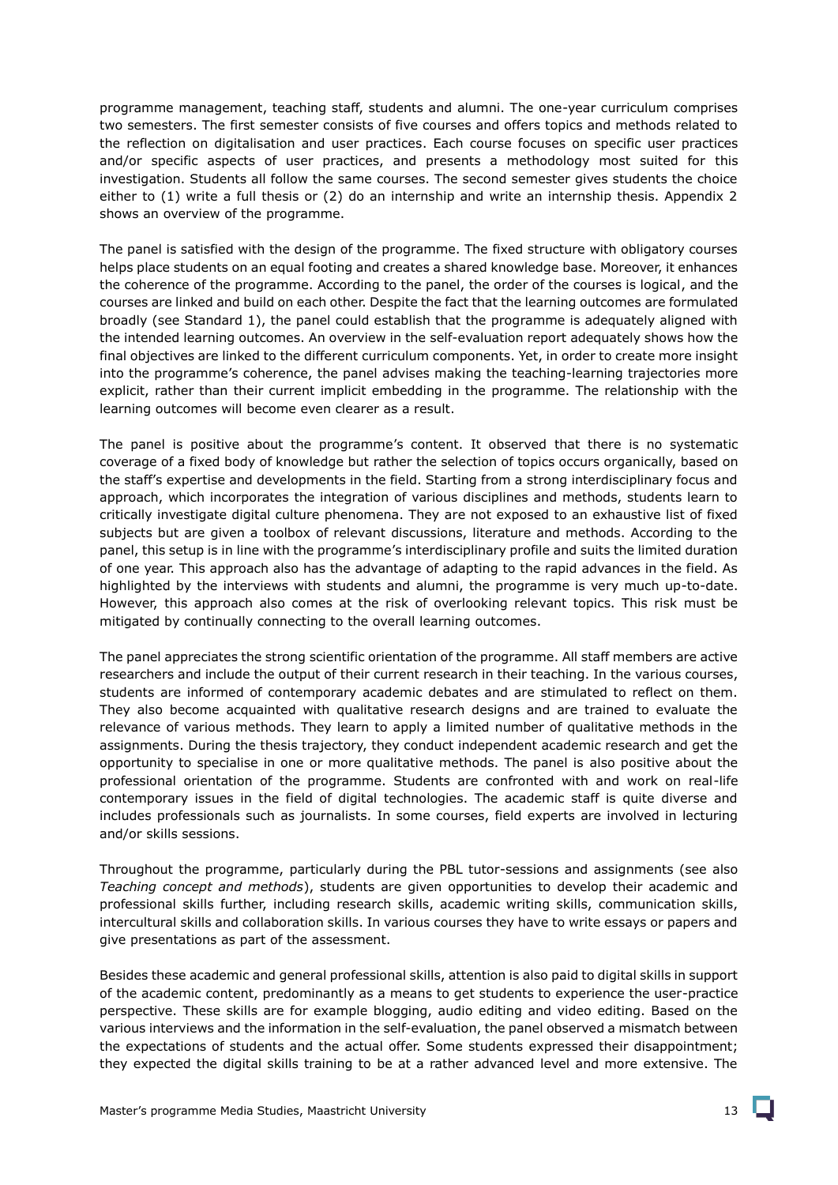programme management, teaching staff, students and alumni. The one-year curriculum comprises two semesters. The first semester consists of five courses and offers topics and methods related to the reflection on digitalisation and user practices. Each course focuses on specific user practices and/or specific aspects of user practices, and presents a methodology most suited for this investigation. Students all follow the same courses. The second semester gives students the choice either to (1) write a full thesis or (2) do an internship and write an internship thesis. Appendix 2 shows an overview of the programme.

The panel is satisfied with the design of the programme. The fixed structure with obligatory courses helps place students on an equal footing and creates a shared knowledge base. Moreover, it enhances the coherence of the programme. According to the panel, the order of the courses is logical, and the courses are linked and build on each other. Despite the fact that the learning outcomes are formulated broadly (see Standard 1), the panel could establish that the programme is adequately aligned with the intended learning outcomes. An overview in the self-evaluation report adequately shows how the final objectives are linked to the different curriculum components. Yet, in order to create more insight into the programme's coherence, the panel advises making the teaching-learning trajectories more explicit, rather than their current implicit embedding in the programme. The relationship with the learning outcomes will become even clearer as a result.

The panel is positive about the programme's content. It observed that there is no systematic coverage of a fixed body of knowledge but rather the selection of topics occurs organically, based on the staff's expertise and developments in the field. Starting from a strong interdisciplinary focus and approach, which incorporates the integration of various disciplines and methods, students learn to critically investigate digital culture phenomena. They are not exposed to an exhaustive list of fixed subjects but are given a toolbox of relevant discussions, literature and methods. According to the panel, this setup is in line with the programme's interdisciplinary profile and suits the limited duration of one year. This approach also has the advantage of adapting to the rapid advances in the field. As highlighted by the interviews with students and alumni, the programme is very much up-to-date. However, this approach also comes at the risk of overlooking relevant topics. This risk must be mitigated by continually connecting to the overall learning outcomes.

The panel appreciates the strong scientific orientation of the programme. All staff members are active researchers and include the output of their current research in their teaching. In the various courses, students are informed of contemporary academic debates and are stimulated to reflect on them. They also become acquainted with qualitative research designs and are trained to evaluate the relevance of various methods. They learn to apply a limited number of qualitative methods in the assignments. During the thesis trajectory, they conduct independent academic research and get the opportunity to specialise in one or more qualitative methods. The panel is also positive about the professional orientation of the programme. Students are confronted with and work on real-life contemporary issues in the field of digital technologies. The academic staff is quite diverse and includes professionals such as journalists. In some courses, field experts are involved in lecturing and/or skills sessions.

Throughout the programme, particularly during the PBL tutor-sessions and assignments (see also *Teaching concept and methods*), students are given opportunities to develop their academic and professional skills further, including research skills, academic writing skills, communication skills, intercultural skills and collaboration skills. In various courses they have to write essays or papers and give presentations as part of the assessment.

Besides these academic and general professional skills, attention is also paid to digital skills in support of the academic content, predominantly as a means to get students to experience the user-practice perspective. These skills are for example blogging, audio editing and video editing. Based on the various interviews and the information in the self-evaluation, the panel observed a mismatch between the expectations of students and the actual offer. Some students expressed their disappointment; they expected the digital skills training to be at a rather advanced level and more extensive. The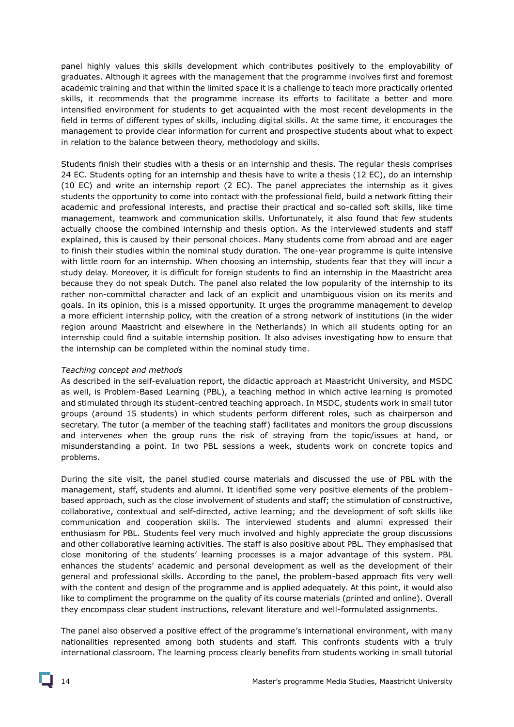panel highly values this skills development which contributes positively to the employability of graduates. Although it agrees with the management that the programme involves first and foremost academic training and that within the limited space it is a challenge to teach more practically oriented skills, it recommends that the programme increase its efforts to facilitate a better and more intensified environment for students to get acquainted with the most recent developments in the field in terms of different types of skills, including digital skills. At the same time, it encourages the management to provide clear information for current and prospective students about what to expect in relation to the balance between theory, methodology and skills.

Students finish their studies with a thesis or an internship and thesis. The regular thesis comprises 24 EC. Students opting for an internship and thesis have to write a thesis (12 EC), do an internship (10 EC) and write an internship report (2 EC). The panel appreciates the internship as it gives students the opportunity to come into contact with the professional field, build a network fitting their academic and professional interests, and practise their practical and so-called soft skills, like time management, teamwork and communication skills. Unfortunately, it also found that few students actually choose the combined internship and thesis option. As the interviewed students and staff explained, this is caused by their personal choices. Many students come from abroad and are eager to finish their studies within the nominal study duration. The one-year programme is quite intensive with little room for an internship. When choosing an internship, students fear that they will incur a study delay. Moreover, it is difficult for foreign students to find an internship in the Maastricht area because they do not speak Dutch. The panel also related the low popularity of the internship to its rather non-committal character and lack of an explicit and unambiguous vision on its merits and goals. In its opinion, this is a missed opportunity. It urges the programme management to develop a more efficient internship policy, with the creation of a strong network of institutions (in the wider region around Maastricht and elsewhere in the Netherlands) in which all students opting for an internship could find a suitable internship position. It also advises investigating how to ensure that the internship can be completed within the nominal study time.

*Teaching concept and methods*

As described in the self-evaluation report, the didactic approach at Maastricht University, and MSDC as well, is Problem-Based Learning (PBL), a teaching method in which active learning is promoted and stimulated through its student-centred teaching approach. In MSDC, students work in small tutor groups (around 15 students) in which students perform different roles, such as chairperson and secretary. The tutor (a member of the teaching staff) facilitates and monitors the group discussions and intervenes when the group runs the risk of straying from the topic/issues at hand, or misunderstanding a point. In two PBL sessions a week, students work on concrete topics and problems.

During the site visit, the panel studied course materials and discussed the use of PBL with the management, staff, students and alumni. It identified some very positive elements of the problem-based approach, such as the close involvement of students and staff; the stimulation of constructive, collaborative, contextual and self-directed, active learning; and the development of soft skills like communication and cooperation skills. The interviewed students and alumni expressed their enthusiasm for PBL. Students feel very much involved and highly appreciate the group discussions and other collaborative learning activities. The staff is also positive about PBL. They emphasised that close monitoring of the students' learning processes is a major advantage of this system. PBL enhances the students' academic and personal development as well as the development of their general and professional skills. According to the panel, the problem-based approach fits very well with the content and design of the programme and is applied adequately. At this point, it would also like to compliment the programme on the quality of its course materials (printed and online). Overall they encompass clear student instructions, relevant literature and well-formulated assignments.

The panel also observed a positive effect of the programme's international environment, with many nationalities represented among both students and staff. This confronts students with a truly international classroom. The learning process clearly benefits from students working in small tutorial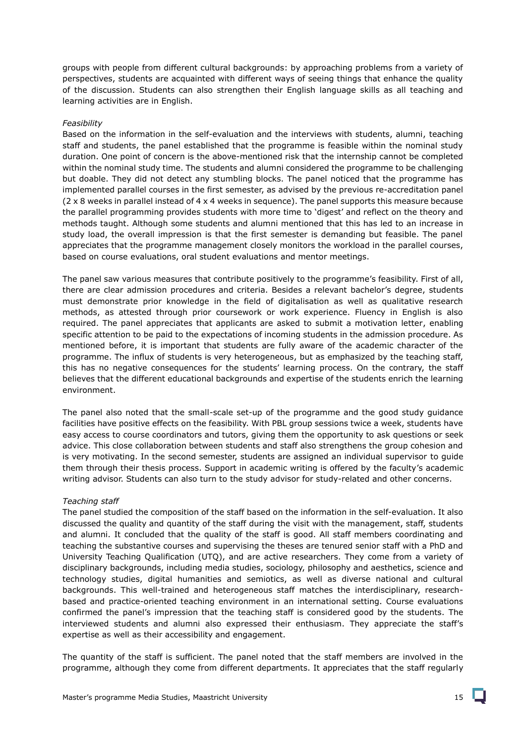groups with people from different cultural backgrounds: by approaching problems from a variety of perspectives, students are acquainted with different ways of seeing things that enhance the quality of the discussion. Students can also strengthen their English language skills as all teaching and learning activities are in English.

*Feasibility*

Based on the information in the self-evaluation and the interviews with students, alumni, teaching staff and students, the panel established that the programme is feasible within the nominal study duration. One point of concern is the above-mentioned risk that the internship cannot be completed within the nominal study time. The students and alumni considered the programme to be challenging but doable. They did not detect any stumbling blocks. The panel noticed that the programme has implemented parallel courses in the first semester, as advised by the previous re-accreditation panel (2 x 8 weeks in parallel instead of 4 x 4 weeks in sequence). The panel supports this measure because the parallel programming provides students with more time to 'digest' and reflect on the theory and methods taught. Although some students and alumni mentioned that this has led to an increase in study load, the overall impression is that the first semester is demanding but feasible. The panel appreciates that the programme management closely monitors the workload in the parallel courses, based on course evaluations, oral student evaluations and mentor meetings.

The panel saw various measures that contribute positively to the programme's feasibility. First of all, there are clear admission procedures and criteria. Besides a relevant bachelor's degree, students must demonstrate prior knowledge in the field of digitalisation as well as qualitative research methods, as attested through prior coursework or work experience. Fluency in English is also required. The panel appreciates that applicants are asked to submit a motivation letter, enabling specific attention to be paid to the expectations of incoming students in the admission procedure. As mentioned before, it is important that students are fully aware of the academic character of the programme. The influx of students is very heterogeneous, but as emphasized by the teaching staff, this has no negative consequences for the students' learning process. On the contrary, the staff believes that the different educational backgrounds and expertise of the students enrich the learning environment.

The panel also noted that the small-scale set-up of the programme and the good study guidance facilities have positive effects on the feasibility. With PBL group sessions twice a week, students have easy access to course coordinators and tutors, giving them the opportunity to ask questions or seek advice. This close collaboration between students and staff also strengthens the group cohesion and is very motivating. In the second semester, students are assigned an individual supervisor to guide them through their thesis process. Support in academic writing is offered by the faculty's academic writing advisor. Students can also turn to the study advisor for study-related and other concerns.

*Teaching staff*

The panel studied the composition of the staff based on the information in the self-evaluation. It also discussed the quality and quantity of the staff during the visit with the management, staff, students and alumni. It concluded that the quality of the staff is good. All staff members coordinating and teaching the substantive courses and supervising the theses are tenured senior staff with a PhD and University Teaching Qualification (UTQ), and are active researchers. They come from a variety of disciplinary backgrounds, including media studies, sociology, philosophy and aesthetics, science and technology studies, digital humanities and semiotics, as well as diverse national and cultural backgrounds. This well-trained and heterogeneous staff matches the interdisciplinary, research-based and practice-oriented teaching environment in an international setting. Course evaluations confirmed the panel's impression that the teaching staff is considered good by the students. The interviewed students and alumni also expressed their enthusiasm. They appreciate the staff's expertise as well as their accessibility and engagement.

The quantity of the staff is sufficient. The panel noted that the staff members are involved in the programme, although they come from different departments. It appreciates that the staff regularly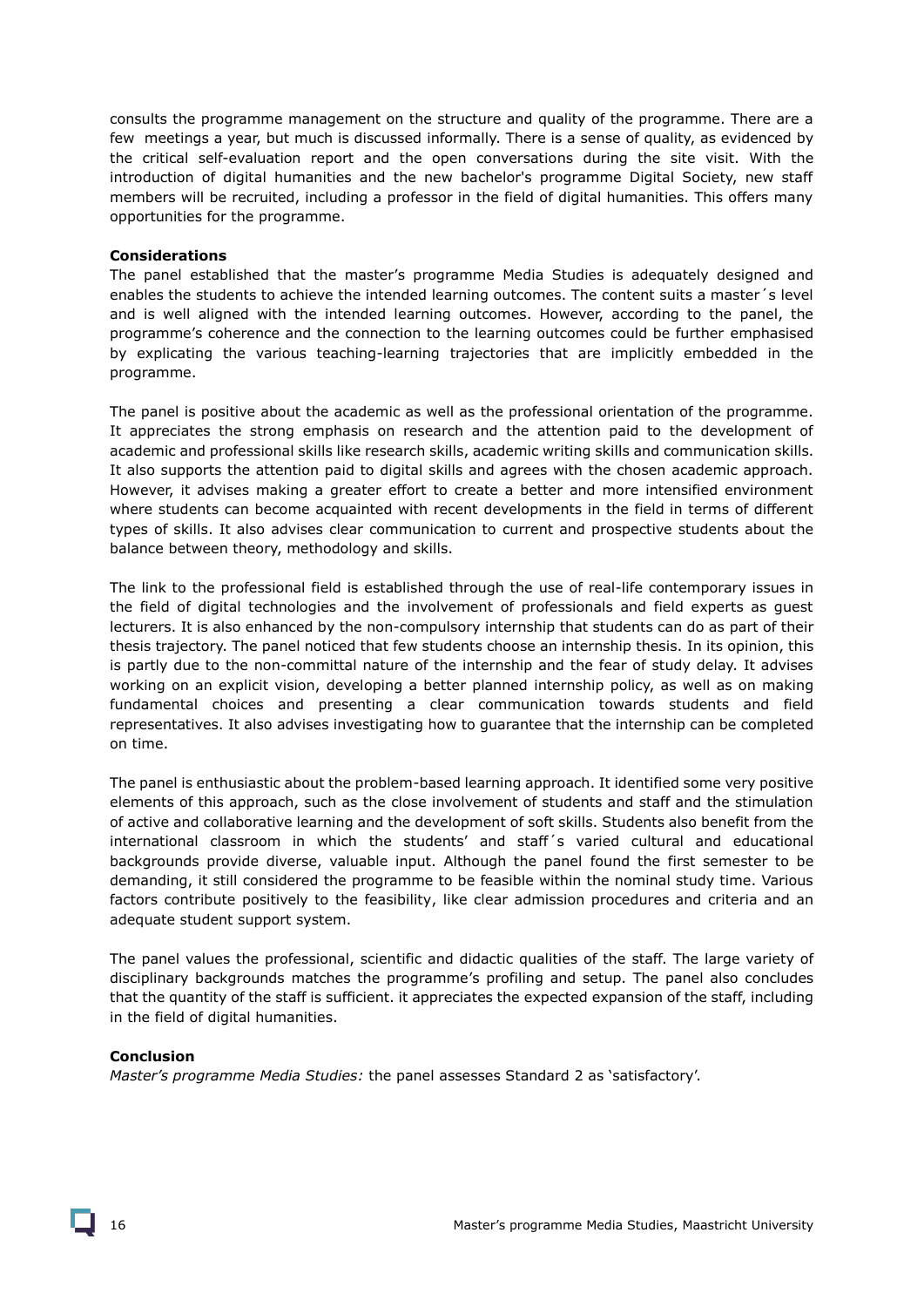consults the programme management on the structure and quality of the programme. There are a few meetings a year, but much is discussed informally. There is a sense of quality, as evidenced by the critical self-evaluation report and the open conversations during the site visit. With the introduction of digital humanities and the new bachelor's programme Digital Society, new staff members will be recruited, including a professor in the field of digital humanities. This offers many opportunities for the programme.

**Considerations**

The panel established that the master's programme Media Studies is adequately designed and enables the students to achieve the intended learning outcomes. The content suits a master´s level and is well aligned with the intended learning outcomes. However, according to the panel, the programme's coherence and the connection to the learning outcomes could be further emphasised by explicating the various teaching-learning trajectories that are implicitly embedded in the programme.

The panel is positive about the academic as well as the professional orientation of the programme. It appreciates the strong emphasis on research and the attention paid to the development of academic and professional skills like research skills, academic writing skills and communication skills. It also supports the attention paid to digital skills and agrees with the chosen academic approach. However, it advises making a greater effort to create a better and more intensified environment where students can become acquainted with recent developments in the field in terms of different types of skills. It also advises clear communication to current and prospective students about the balance between theory, methodology and skills.

The link to the professional field is established through the use of real-life contemporary issues in the field of digital technologies and the involvement of professionals and field experts as guest lecturers. It is also enhanced by the non-compulsory internship that students can do as part of their thesis trajectory. The panel noticed that few students choose an internship thesis. In its opinion, this is partly due to the non-committal nature of the internship and the fear of study delay. It advises working on an explicit vision, developing a better planned internship policy, as well as on making fundamental choices and presenting a clear communication towards students and field representatives. It also advises investigating how to guarantee that the internship can be completed on time.

The panel is enthusiastic about the problem-based learning approach. It identified some very positive elements of this approach, such as the close involvement of students and staff and the stimulation of active and collaborative learning and the development of soft skills. Students also benefit from the international classroom in which the students' and staff´s varied cultural and educational backgrounds provide diverse, valuable input. Although the panel found the first semester to be demanding, it still considered the programme to be feasible within the nominal study time. Various factors contribute positively to the feasibility, like clear admission procedures and criteria and an adequate student support system.

The panel values the professional, scientific and didactic qualities of the staff. The large variety of disciplinary backgrounds matches the programme's profiling and setup. The panel also concludes that the quantity of the staff is sufficient. it appreciates the expected expansion of the staff, including in the field of digital humanities.

**Conclusion**

*Master's programme Media Studies:* the panel assesses Standard 2 as 'satisfactory'.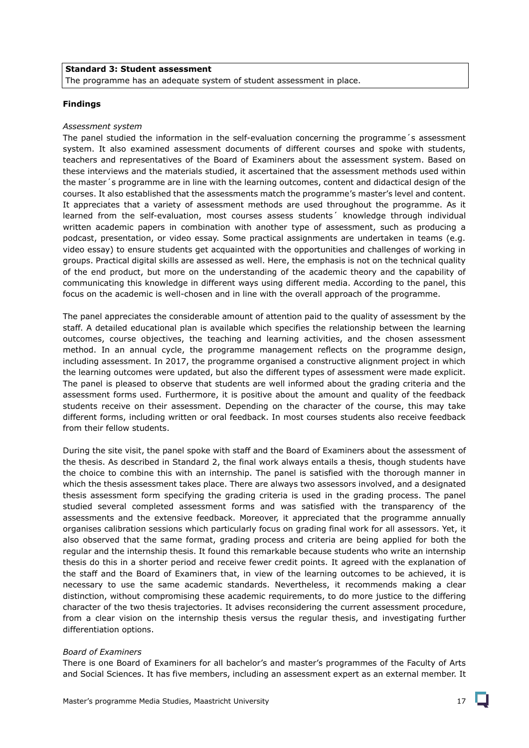**Standard 3: Student assessment**
The programme has an adequate system of student assessment in place.

**Findings**

*Assessment system*

The panel studied the information in the self-evaluation concerning the programme´s assessment system. It also examined assessment documents of different courses and spoke with students, teachers and representatives of the Board of Examiners about the assessment system. Based on these interviews and the materials studied, it ascertained that the assessment methods used within the master´s programme are in line with the learning outcomes, content and didactical design of the courses. It also established that the assessments match the programme's master's level and content. It appreciates that a variety of assessment methods are used throughout the programme. As it learned from the self-evaluation, most courses assess students´ knowledge through individual written academic papers in combination with another type of assessment, such as producing a podcast, presentation, or video essay. Some practical assignments are undertaken in teams (e.g. video essay) to ensure students get acquainted with the opportunities and challenges of working in groups. Practical digital skills are assessed as well. Here, the emphasis is not on the technical quality of the end product, but more on the understanding of the academic theory and the capability of communicating this knowledge in different ways using different media. According to the panel, this focus on the academic is well-chosen and in line with the overall approach of the programme.

The panel appreciates the considerable amount of attention paid to the quality of assessment by the staff. A detailed educational plan is available which specifies the relationship between the learning outcomes, course objectives, the teaching and learning activities, and the chosen assessment method. In an annual cycle, the programme management reflects on the programme design, including assessment. In 2017, the programme organised a constructive alignment project in which the learning outcomes were updated, but also the different types of assessment were made explicit. The panel is pleased to observe that students are well informed about the grading criteria and the assessment forms used. Furthermore, it is positive about the amount and quality of the feedback students receive on their assessment. Depending on the character of the course, this may take different forms, including written or oral feedback. In most courses students also receive feedback from their fellow students.

During the site visit, the panel spoke with staff and the Board of Examiners about the assessment of the thesis. As described in Standard 2, the final work always entails a thesis, though students have the choice to combine this with an internship. The panel is satisfied with the thorough manner in which the thesis assessment takes place. There are always two assessors involved, and a designated thesis assessment form specifying the grading criteria is used in the grading process. The panel studied several completed assessment forms and was satisfied with the transparency of the assessments and the extensive feedback. Moreover, it appreciated that the programme annually organises calibration sessions which particularly focus on grading final work for all assessors. Yet, it also observed that the same format, grading process and criteria are being applied for both the regular and the internship thesis. It found this remarkable because students who write an internship thesis do this in a shorter period and receive fewer credit points. It agreed with the explanation of the staff and the Board of Examiners that, in view of the learning outcomes to be achieved, it is necessary to use the same academic standards. Nevertheless, it recommends making a clear distinction, without compromising these academic requirements, to do more justice to the differing character of the two thesis trajectories. It advises reconsidering the current assessment procedure, from a clear vision on the internship thesis versus the regular thesis, and investigating further differentiation options.

*Board of Examiners*

There is one Board of Examiners for all bachelor's and master's programmes of the Faculty of Arts and Social Sciences. It has five members, including an assessment expert as an external member. It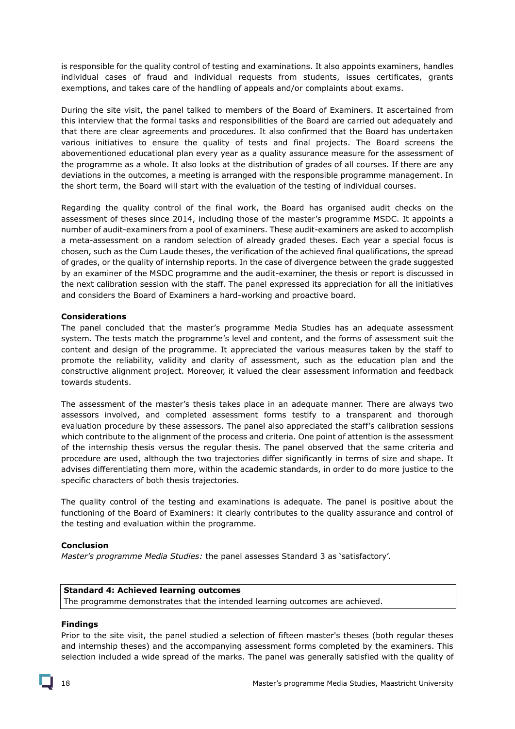is responsible for the quality control of testing and examinations. It also appoints examiners, handles individual cases of fraud and individual requests from students, issues certificates, grants exemptions, and takes care of the handling of appeals and/or complaints about exams.

During the site visit, the panel talked to members of the Board of Examiners. It ascertained from this interview that the formal tasks and responsibilities of the Board are carried out adequately and that there are clear agreements and procedures. It also confirmed that the Board has undertaken various initiatives to ensure the quality of tests and final projects. The Board screens the abovementioned educational plan every year as a quality assurance measure for the assessment of the programme as a whole. It also looks at the distribution of grades of all courses. If there are any deviations in the outcomes, a meeting is arranged with the responsible programme management. In the short term, the Board will start with the evaluation of the testing of individual courses.

Regarding the quality control of the final work, the Board has organised audit checks on the assessment of theses since 2014, including those of the master's programme MSDC. It appoints a number of audit-examiners from a pool of examiners. These audit-examiners are asked to accomplish a meta-assessment on a random selection of already graded theses. Each year a special focus is chosen, such as the Cum Laude theses, the verification of the achieved final qualifications, the spread of grades, or the quality of internship reports. In the case of divergence between the grade suggested by an examiner of the MSDC programme and the audit-examiner, the thesis or report is discussed in the next calibration session with the staff. The panel expressed its appreciation for all the initiatives and considers the Board of Examiners a hard-working and proactive board.

**Considerations**

The panel concluded that the master's programme Media Studies has an adequate assessment system. The tests match the programme's level and content, and the forms of assessment suit the content and design of the programme. It appreciated the various measures taken by the staff to promote the reliability, validity and clarity of assessment, such as the education plan and the constructive alignment project. Moreover, it valued the clear assessment information and feedback towards students.

The assessment of the master's thesis takes place in an adequate manner. There are always two assessors involved, and completed assessment forms testify to a transparent and thorough evaluation procedure by these assessors. The panel also appreciated the staff's calibration sessions which contribute to the alignment of the process and criteria. One point of attention is the assessment of the internship thesis versus the regular thesis. The panel observed that the same criteria and procedure are used, although the two trajectories differ significantly in terms of size and shape. It advises differentiating them more, within the academic standards, in order to do more justice to the specific characters of both thesis trajectories.

The quality control of the testing and examinations is adequate. The panel is positive about the functioning of the Board of Examiners: it clearly contributes to the quality assurance and control of the testing and evaluation within the programme.

**Conclusion**

*Master's programme Media Studies:* the panel assesses Standard 3 as 'satisfactory'.

| **Standard 4: Achieved learning outcomes** |
|---|
| The programme demonstrates that the intended learning outcomes are achieved. |

**Findings**

Prior to the site visit, the panel studied a selection of fifteen master's theses (both regular theses and internship theses) and the accompanying assessment forms completed by the examiners. This selection included a wide spread of the marks. The panel was generally satisfied with the quality of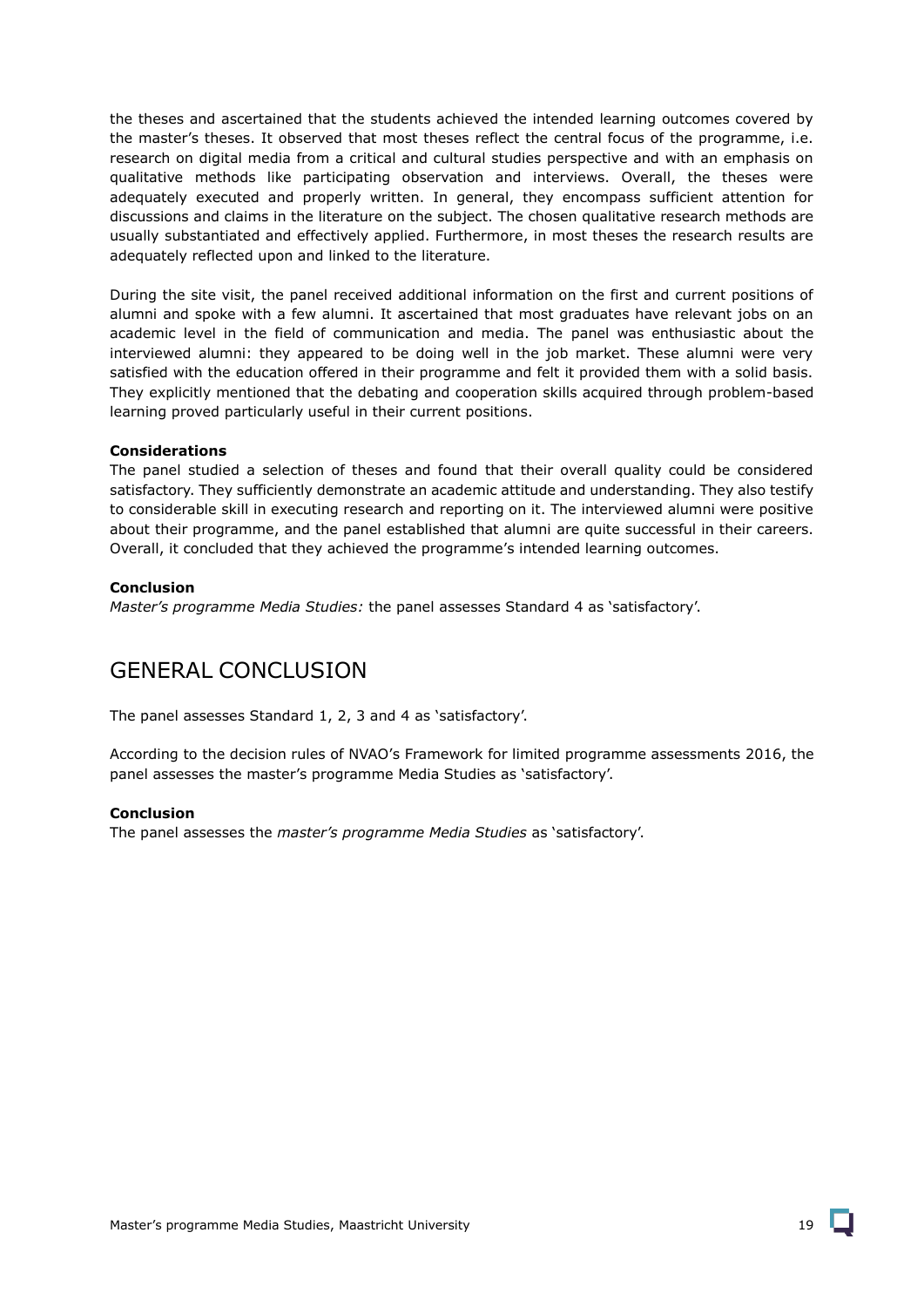the theses and ascertained that the students achieved the intended learning outcomes covered by the master's theses. It observed that most theses reflect the central focus of the programme, i.e. research on digital media from a critical and cultural studies perspective and with an emphasis on qualitative methods like participating observation and interviews. Overall, the theses were adequately executed and properly written. In general, they encompass sufficient attention for discussions and claims in the literature on the subject. The chosen qualitative research methods are usually substantiated and effectively applied. Furthermore, in most theses the research results are adequately reflected upon and linked to the literature.

During the site visit, the panel received additional information on the first and current positions of alumni and spoke with a few alumni. It ascertained that most graduates have relevant jobs on an academic level in the field of communication and media. The panel was enthusiastic about the interviewed alumni: they appeared to be doing well in the job market. These alumni were very satisfied with the education offered in their programme and felt it provided them with a solid basis. They explicitly mentioned that the debating and cooperation skills acquired through problem-based learning proved particularly useful in their current positions.

**Considerations**

The panel studied a selection of theses and found that their overall quality could be considered satisfactory. They sufficiently demonstrate an academic attitude and understanding. They also testify to considerable skill in executing research and reporting on it. The interviewed alumni were positive about their programme, and the panel established that alumni are quite successful in their careers. Overall, it concluded that they achieved the programme's intended learning outcomes.

**Conclusion**

*Master's programme Media Studies:* the panel assesses Standard 4 as 'satisfactory'.

# GENERAL CONCLUSION

The panel assesses Standard 1, 2, 3 and 4 as 'satisfactory'.

According to the decision rules of NVAO's Framework for limited programme assessments 2016, the panel assesses the master's programme Media Studies as 'satisfactory'.

**Conclusion**

The panel assesses the *master's programme Media Studies* as 'satisfactory'.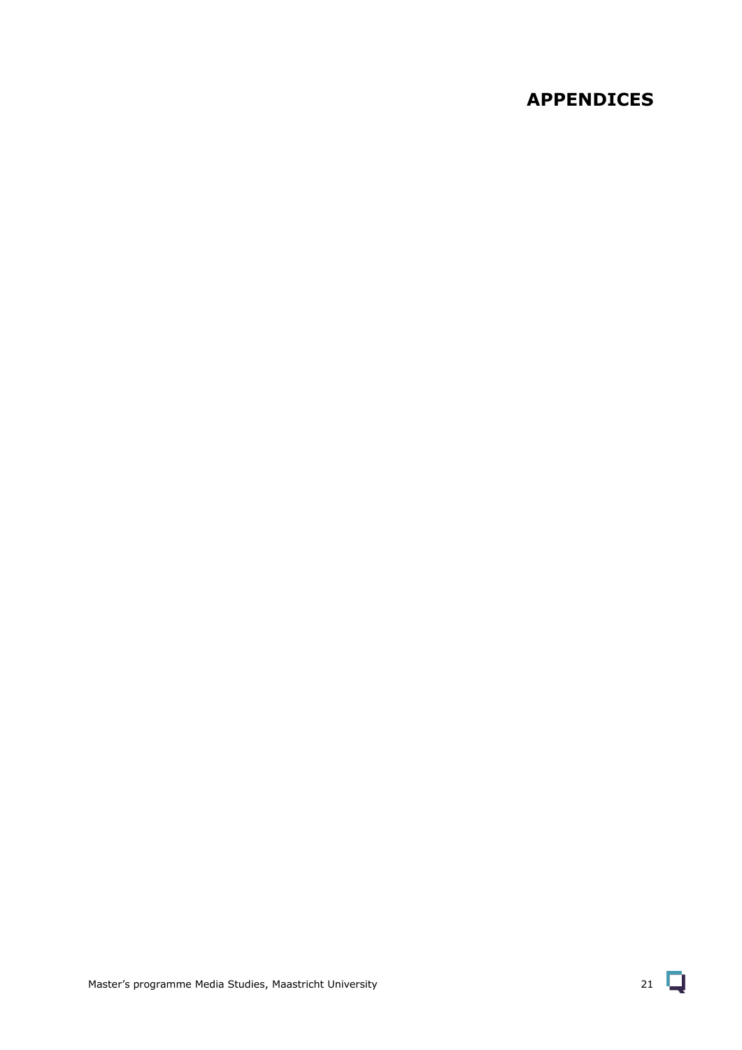# APPENDICES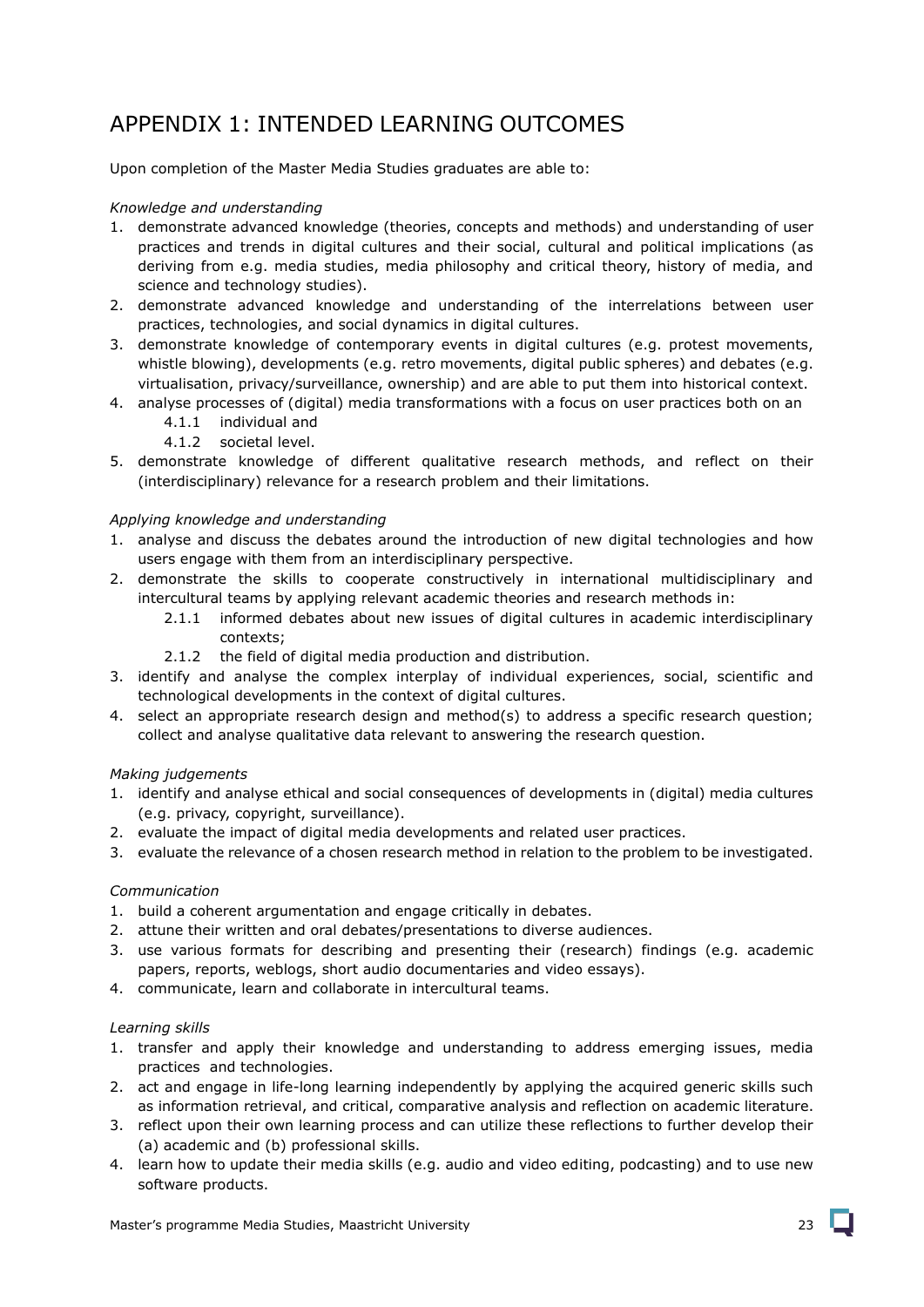# APPENDIX 1: INTENDED LEARNING OUTCOMES

Upon completion of the Master Media Studies graduates are able to:

*Knowledge and understanding*

1. demonstrate advanced knowledge (theories, concepts and methods) and understanding of user practices and trends in digital cultures and their social, cultural and political implications (as deriving from e.g. media studies, media philosophy and critical theory, history of media, and science and technology studies).
2. demonstrate advanced knowledge and understanding of the interrelations between user practices, technologies, and social dynamics in digital cultures.
3. demonstrate knowledge of contemporary events in digital cultures (e.g. protest movements, whistle blowing), developments (e.g. retro movements, digital public spheres) and debates (e.g. virtualisation, privacy/surveillance, ownership) and are able to put them into historical context.
4. analyse processes of (digital) media transformations with a focus on user practices both on an
   - 4.1.1 individual and
   - 4.1.2 societal level.
5. demonstrate knowledge of different qualitative research methods, and reflect on their (interdisciplinary) relevance for a research problem and their limitations.

*Applying knowledge and understanding*

1. analyse and discuss the debates around the introduction of new digital technologies and how users engage with them from an interdisciplinary perspective.
2. demonstrate the skills to cooperate constructively in international multidisciplinary and intercultural teams by applying relevant academic theories and research methods in:
   - 2.1.1 informed debates about new issues of digital cultures in academic interdisciplinary contexts;
   - 2.1.2 the field of digital media production and distribution.
3. identify and analyse the complex interplay of individual experiences, social, scientific and technological developments in the context of digital cultures.
4. select an appropriate research design and method(s) to address a specific research question; collect and analyse qualitative data relevant to answering the research question.

*Making judgements*

1. identify and analyse ethical and social consequences of developments in (digital) media cultures (e.g. privacy, copyright, surveillance).
2. evaluate the impact of digital media developments and related user practices.
3. evaluate the relevance of a chosen research method in relation to the problem to be investigated.

*Communication*

1. build a coherent argumentation and engage critically in debates.
2. attune their written and oral debates/presentations to diverse audiences.
3. use various formats for describing and presenting their (research) findings (e.g. academic papers, reports, weblogs, short audio documentaries and video essays).
4. communicate, learn and collaborate in intercultural teams.

*Learning skills*

1. transfer and apply their knowledge and understanding to address emerging issues, media practices and technologies.
2. act and engage in life-long learning independently by applying the acquired generic skills such as information retrieval, and critical, comparative analysis and reflection on academic literature.
3. reflect upon their own learning process and can utilize these reflections to further develop their (a) academic and (b) professional skills.
4. learn how to update their media skills (e.g. audio and video editing, podcasting) and to use new software products.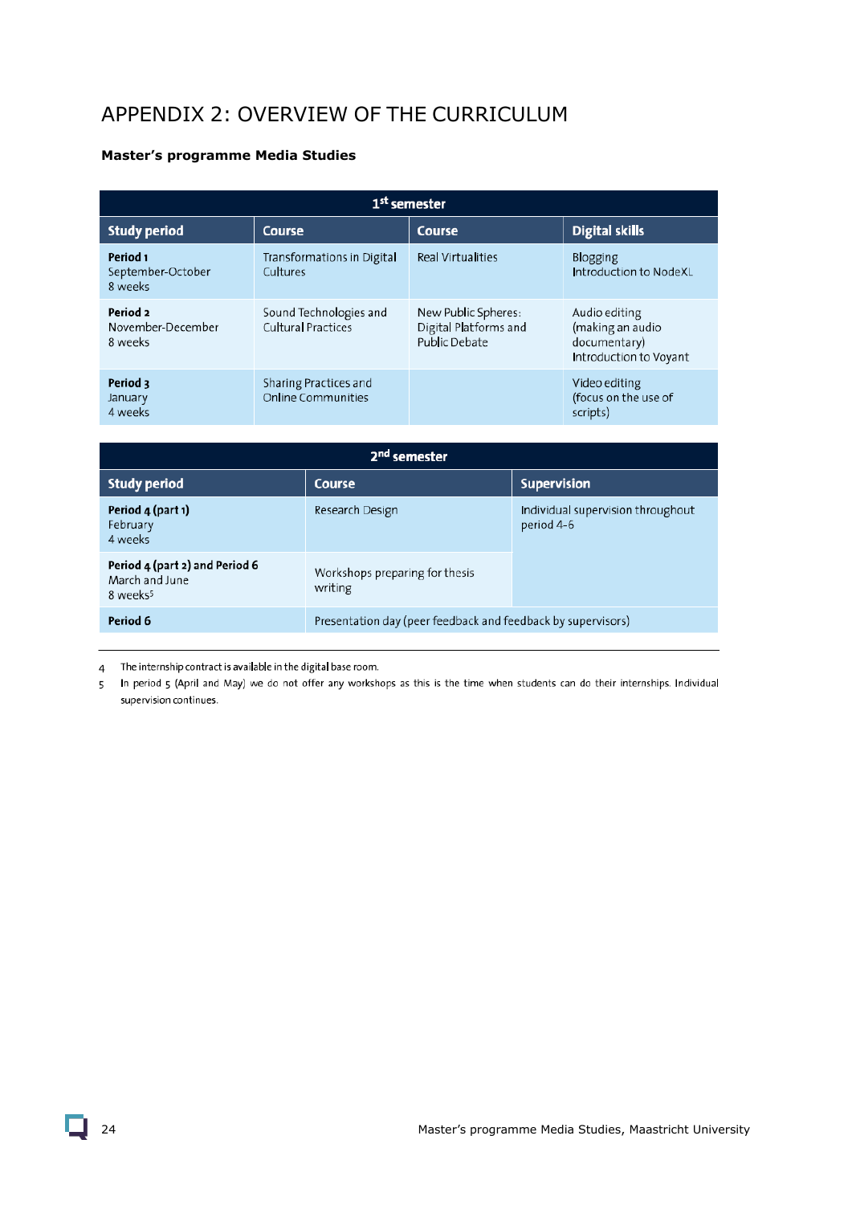# APPENDIX 2: OVERVIEW OF THE CURRICULUM

**Master's programme Media Studies**

| 1st semester | | | |
|---|---|---|---|
| **Study period** | **Course** | **Course** | **Digital skills** |
| **Period 1** September-October 8 weeks | Transformations in Digital Cultures | Real Virtualities | Blogging Introduction to NodeXL |
| **Period 2** November-December 8 weeks | Sound Technologies and Cultural Practices | New Public Spheres: Digital Platforms and Public Debate | Audio editing (making an audio documentary) Introduction to Voyant |
| **Period 3** January 4 weeks | Sharing Practices and Online Communities | | Video editing (focus on the use of scripts) |

| 2nd semester | | |
|---|---|---|
| **Study period** | **Course** | **Supervision** |
| **Period 4 (part 1)** February 4 weeks | Research Design | Individual supervision throughout period 4-6 |
| **Period 4 (part 2) and Period 6** March and June 8 weeks[5] | Workshops preparing for thesis writing | |
| **Period 6** | Presentation day (peer feedback and feedback by supervisors) | |

4 The internship contract is available in the digital base room.

5 In period 5 (April and May) we do not offer any workshops as this is the time when students can do their internships. Individual supervision continues.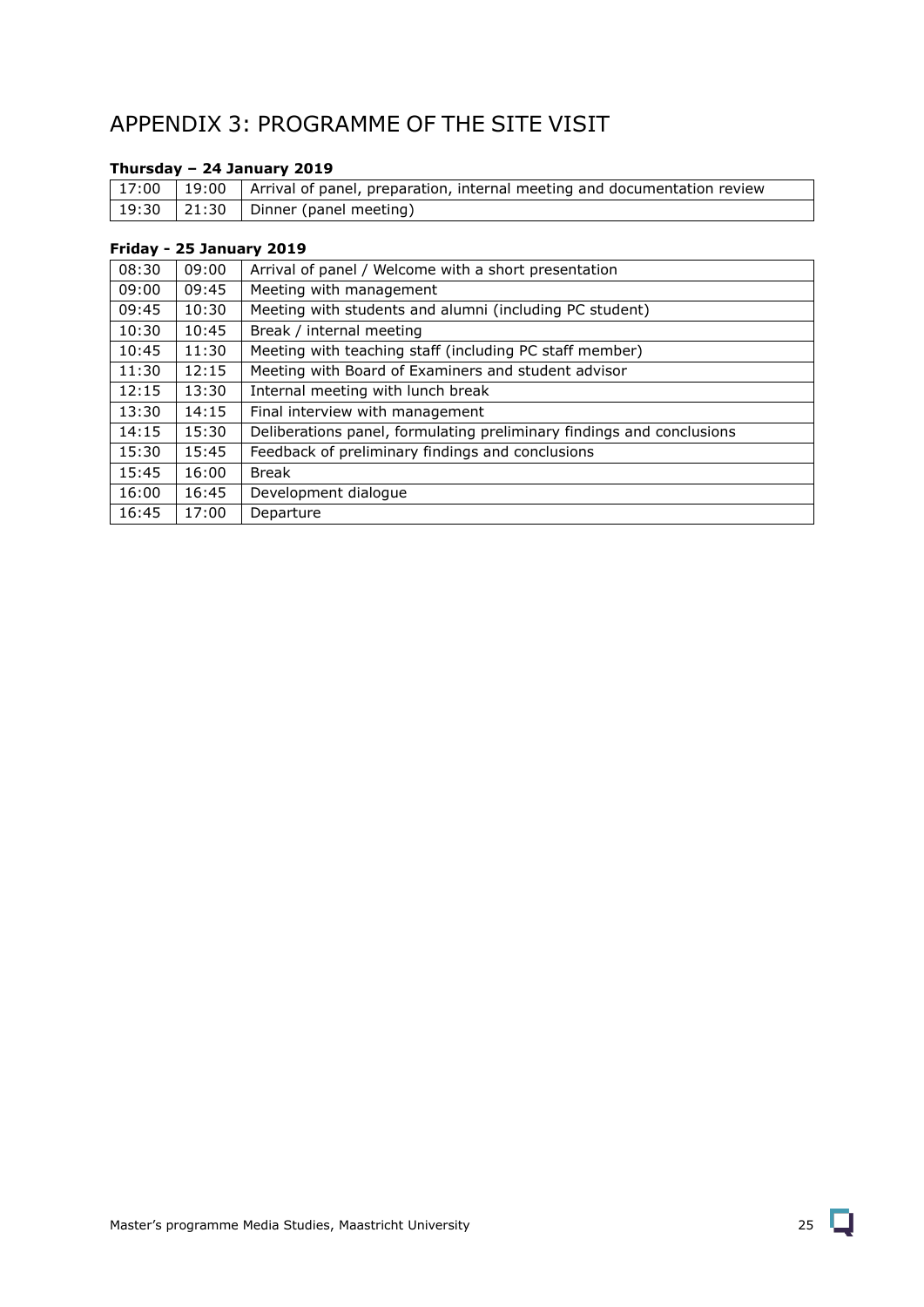# APPENDIX 3: PROGRAMME OF THE SITE VISIT

**Thursday – 24 January 2019**

| | | |
|---|---|---|
| 17:00 | 19:00 | Arrival of panel, preparation, internal meeting and documentation review |
| 19:30 | 21:30 | Dinner (panel meeting) |

**Friday - 25 January 2019**

| | | |
|---|---|---|
| 08:30 | 09:00 | Arrival of panel / Welcome with a short presentation |
| 09:00 | 09:45 | Meeting with management |
| 09:45 | 10:30 | Meeting with students and alumni (including PC student) |
| 10:30 | 10:45 | Break / internal meeting |
| 10:45 | 11:30 | Meeting with teaching staff (including PC staff member) |
| 11:30 | 12:15 | Meeting with Board of Examiners and student advisor |
| 12:15 | 13:30 | Internal meeting with lunch break |
| 13:30 | 14:15 | Final interview with management |
| 14:15 | 15:30 | Deliberations panel, formulating preliminary findings and conclusions |
| 15:30 | 15:45 | Feedback of preliminary findings and conclusions |
| 15:45 | 16:00 | Break |
| 16:00 | 16:45 | Development dialogue |
| 16:45 | 17:00 | Departure |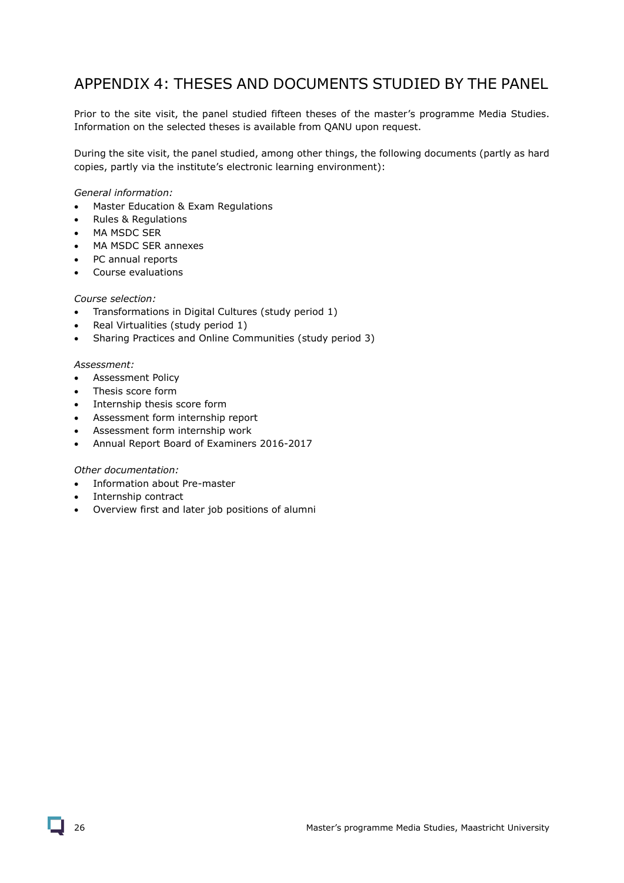# APPENDIX 4: THESES AND DOCUMENTS STUDIED BY THE PANEL

Prior to the site visit, the panel studied fifteen theses of the master's programme Media Studies. Information on the selected theses is available from QANU upon request.

During the site visit, the panel studied, among other things, the following documents (partly as hard copies, partly via the institute's electronic learning environment):

*General information:*

- Master Education & Exam Regulations
- Rules & Regulations
- MA MSDC SER
- MA MSDC SER annexes
- PC annual reports
- Course evaluations

*Course selection:*

- Transformations in Digital Cultures (study period 1)
- Real Virtualities (study period 1)
- Sharing Practices and Online Communities (study period 3)

*Assessment:*

- Assessment Policy
- Thesis score form
- Internship thesis score form
- Assessment form internship report
- Assessment form internship work
- Annual Report Board of Examiners 2016-2017

*Other documentation:*

- Information about Pre-master
- Internship contract
- Overview first and later job positions of alumni